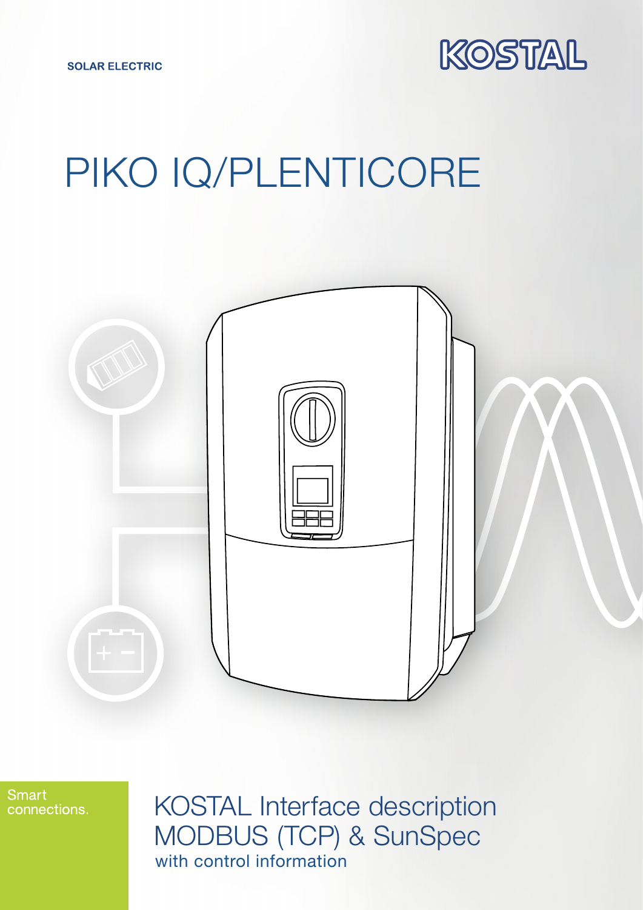SOLAR ELECTRIC

KOSTAL

# PIKO IQ/PLENTICORE

Smart connections.

## KOSTAL Interface description MODBUS (TCP) & SunSpec

with control information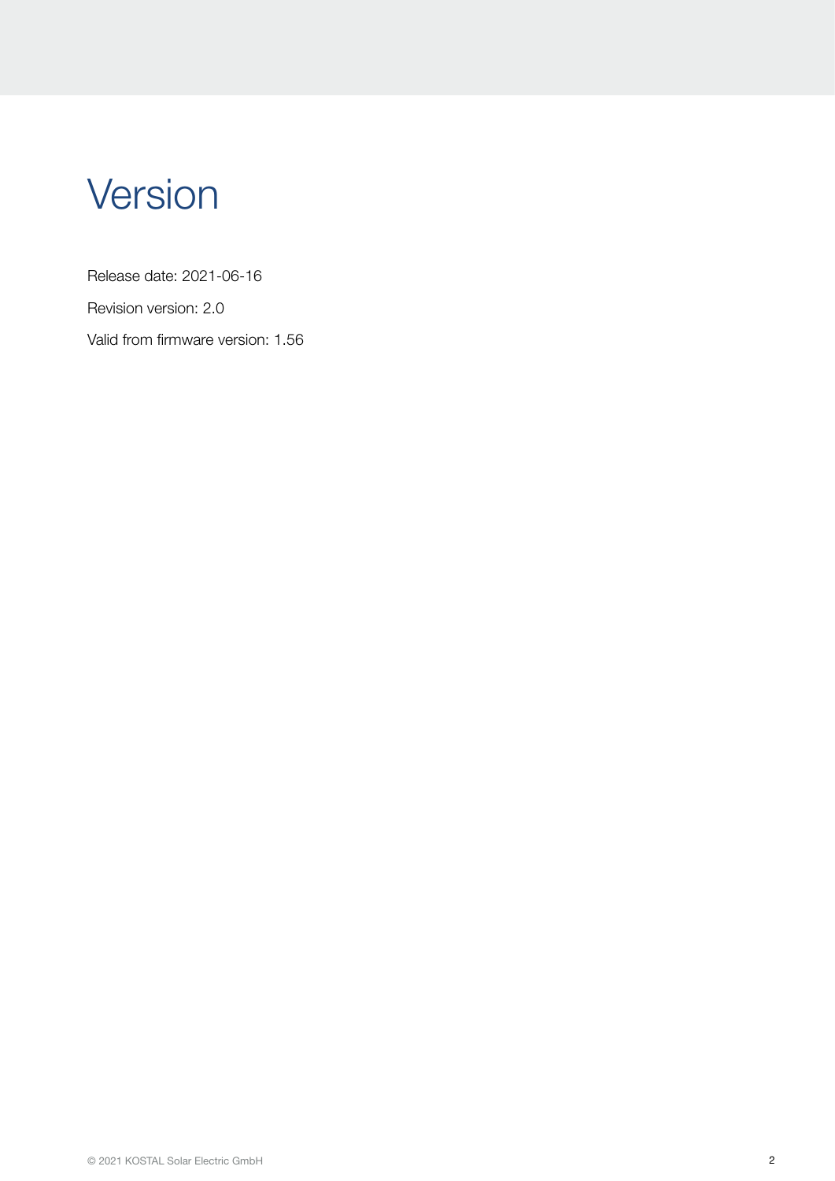# Version

Release date: 2021-06-16

Revision version: 2.0

Valid from firmware version: 1.56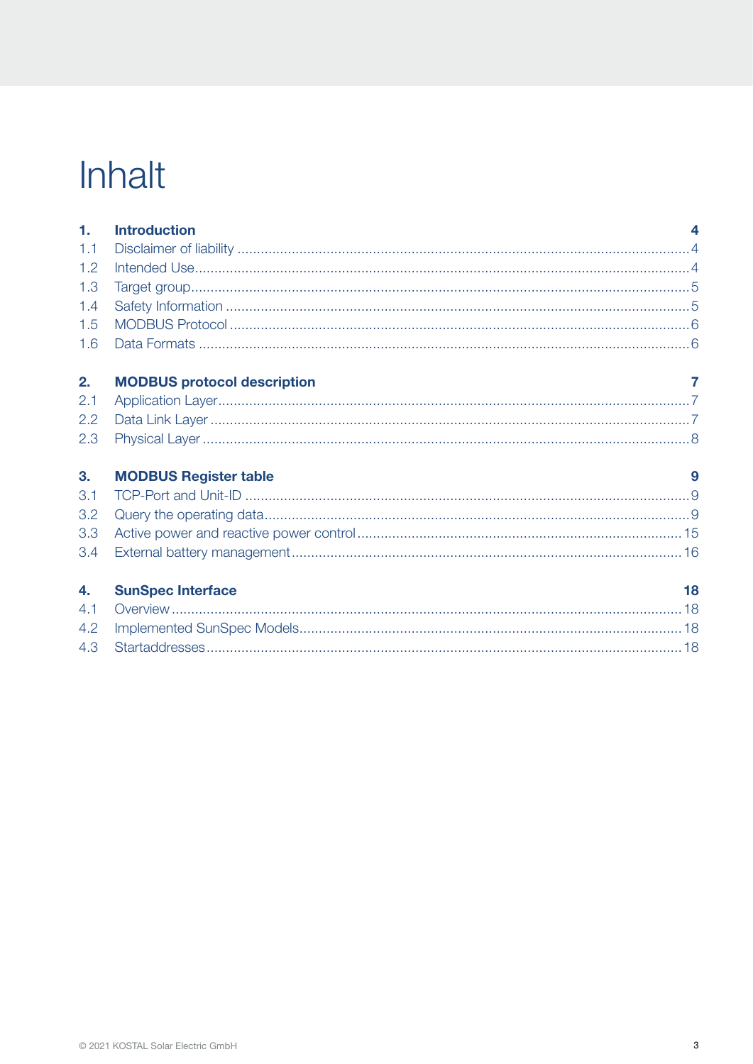# Inhalt

| | | |
|---|---|---|
| **1.** | **Introduction** | **4** |
| 1.1 | Disclaimer of liability | 4 |
| 1.2 | Intended Use | 4 |
| 1.3 | Target group | 5 |
| 1.4 | Safety Information | 5 |
| 1.5 | MODBUS Protocol | 6 |
| 1.6 | Data Formats | 6 |
| **2.** | **MODBUS protocol description** | **7** |
| 2.1 | Application Layer | 7 |
| 2.2 | Data Link Layer | 7 |
| 2.3 | Physical Layer | 8 |
| **3.** | **MODBUS Register table** | **9** |
| 3.1 | TCP-Port and Unit-ID | 9 |
| 3.2 | Query the operating data | 9 |
| 3.3 | Active power and reactive power control | 15 |
| 3.4 | External battery management | 16 |
| **4.** | **SunSpec Interface** | **18** |
| 4.1 | Overview | 18 |
| 4.2 | Implemented SunSpec Models | 18 |
| 4.3 | Startaddresses | 18 |

© 2021 KOSTAL Solar Electric GmbH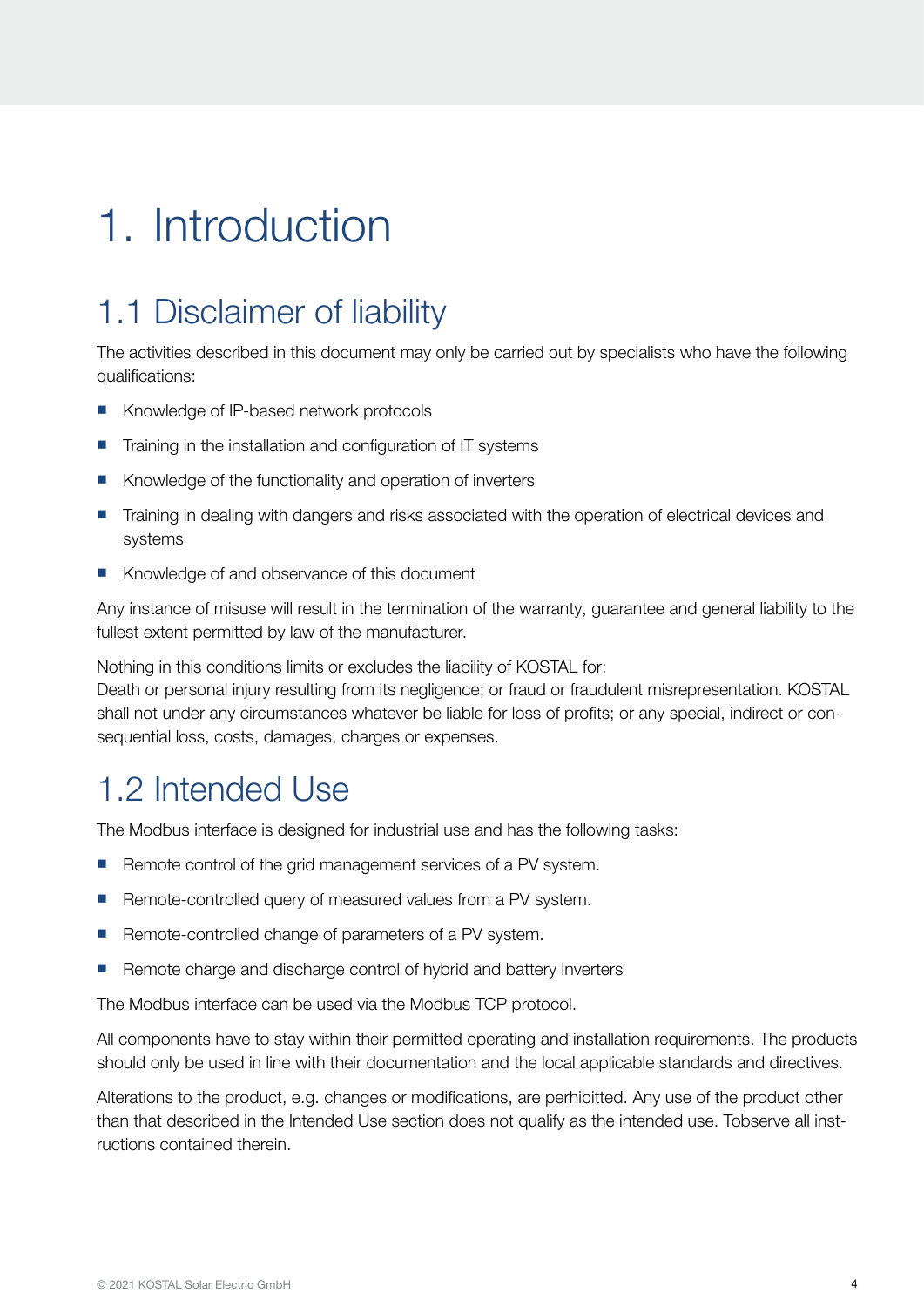# 1. Introduction

## 1.1 Disclaimer of liability

The activities described in this document may only be carried out by specialists who have the following qualifications:

- Knowledge of IP-based network protocols
- Training in the installation and configuration of IT systems
- Knowledge of the functionality and operation of inverters
- Training in dealing with dangers and risks associated with the operation of electrical devices and systems
- Knowledge of and observance of this document

Any instance of misuse will result in the termination of the warranty, guarantee and general liability to the fullest extent permitted by law of the manufacturer.

Nothing in this conditions limits or excludes the liability of KOSTAL for:
Death or personal injury resulting from its negligence; or fraud or fraudulent misrepresentation. KOSTAL shall not under any circumstances whatever be liable for loss of profits; or any special, indirect or consequential loss, costs, damages, charges or expenses.

## 1.2 Intended Use

The Modbus interface is designed for industrial use and has the following tasks:

- Remote control of the grid management services of a PV system.
- Remote-controlled query of measured values from a PV system.
- Remote-controlled change of parameters of a PV system.
- Remote charge and discharge control of hybrid and battery inverters

The Modbus interface can be used via the Modbus TCP protocol.

All components have to stay within their permitted operating and installation requirements. The products should only be used in line with their documentation and the local applicable standards and directives.

Alterations to the product, e.g. changes or modifications, are perhibitted. Any use of the product other than that described in the Intended Use section does not qualify as the intended use. Tobserve all instructions contained therein.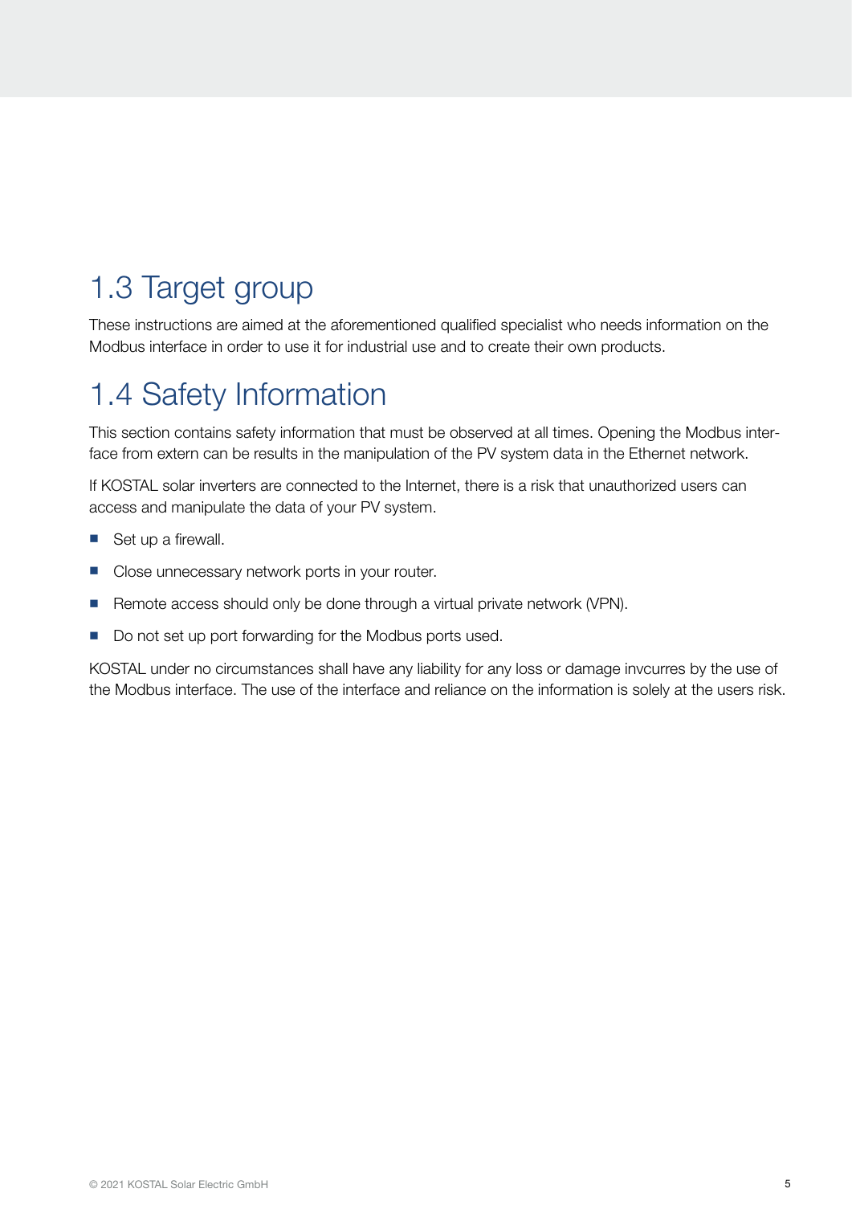## 1.3 Target group

These instructions are aimed at the aforementioned qualified specialist who needs information on the Modbus interface in order to use it for industrial use and to create their own products.

## 1.4 Safety Information

This section contains safety information that must be observed at all times. Opening the Modbus interface from extern can be results in the manipulation of the PV system data in the Ethernet network.

If KOSTAL solar inverters are connected to the Internet, there is a risk that unauthorized users can access and manipulate the data of your PV system.

- Set up a firewall.
- Close unnecessary network ports in your router.
- Remote access should only be done through a virtual private network (VPN).
- Do not set up port forwarding for the Modbus ports used.

KOSTAL under no circumstances shall have any liability for any loss or damage invcurres by the use of the Modbus interface. The use of the interface and reliance on the information is solely at the users risk.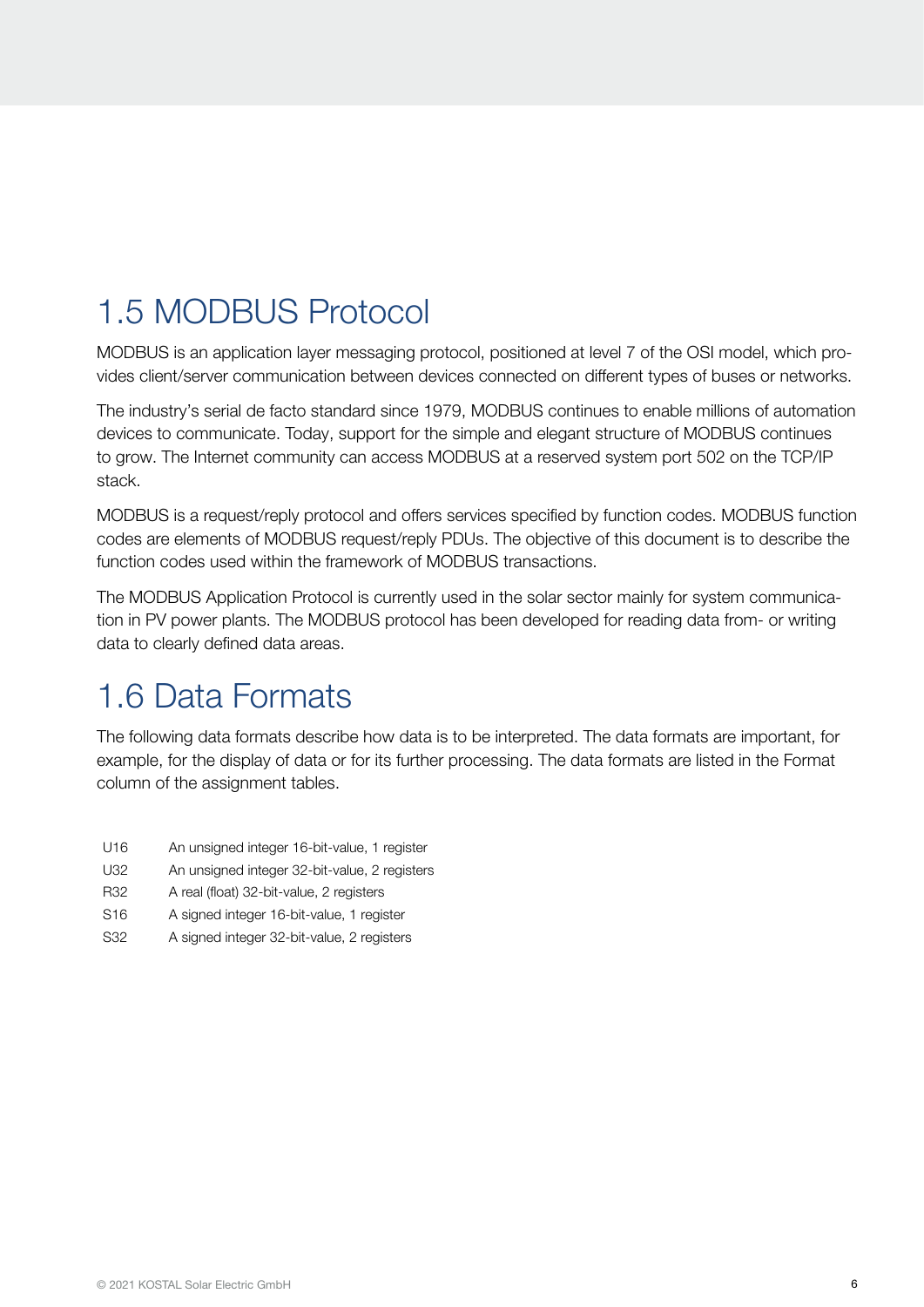## 1.5 MODBUS Protocol

MODBUS is an application layer messaging protocol, positioned at level 7 of the OSI model, which provides client/server communication between devices connected on different types of buses or networks.

The industry's serial de facto standard since 1979, MODBUS continues to enable millions of automation devices to communicate. Today, support for the simple and elegant structure of MODBUS continues to grow. The Internet community can access MODBUS at a reserved system port 502 on the TCP/IP stack.

MODBUS is a request/reply protocol and offers services specified by function codes. MODBUS function codes are elements of MODBUS request/reply PDUs. The objective of this document is to describe the function codes used within the framework of MODBUS transactions.

The MODBUS Application Protocol is currently used in the solar sector mainly for system communication in PV power plants. The MODBUS protocol has been developed for reading data from- or writing data to clearly defined data areas.

## 1.6 Data Formats

The following data formats describe how data is to be interpreted. The data formats are important, for example, for the display of data or for its further processing. The data formats are listed in the Format column of the assignment tables.

| | |
|---|---|
| U16 | An unsigned integer 16-bit-value, 1 register |
| U32 | An unsigned integer 32-bit-value, 2 registers |
| R32 | A real (float) 32-bit-value, 2 registers |
| S16 | A signed integer 16-bit-value, 1 register |
| S32 | A signed integer 32-bit-value, 2 registers |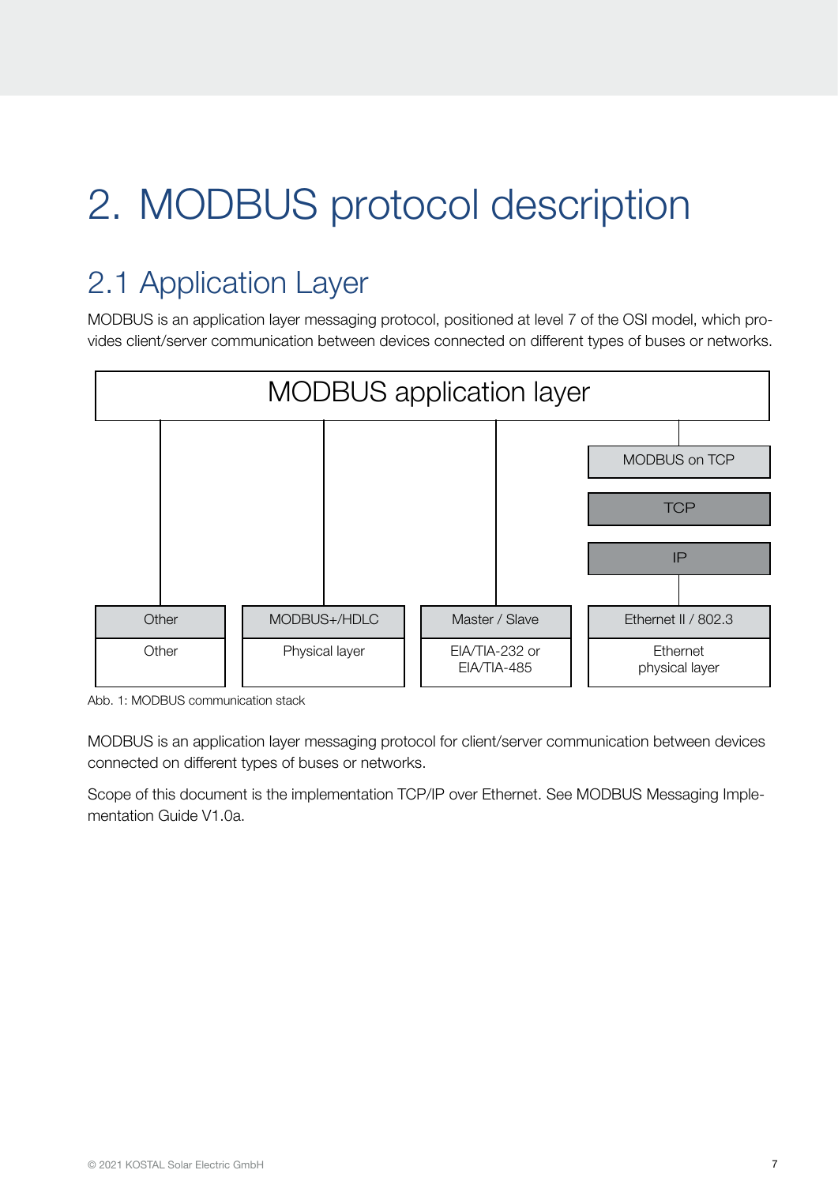# 2. MODBUS protocol description

## 2.1 Application Layer

MODBUS is an application layer messaging protocol, positioned at level 7 of the OSI model, which provides client/server communication between devices connected on different types of buses or networks.

| MODBUS application layer | | | |
|---|---|---|---|
| | | | MODBUS on TCP |
| | | | TCP |
| | | | IP |
| Other | MODBUS+/HDLC | Master / Slave | Ethernet II / 802.3 |
| Other | Physical layer | EIA/TIA-232 or EIA/TIA-485 | Ethernet physical layer |

Abb. 1: MODBUS communication stack

MODBUS is an application layer messaging protocol for client/server communication between devices connected on different types of buses or networks.

Scope of this document is the implementation TCP/IP over Ethernet. See MODBUS Messaging Implementation Guide V1.0a.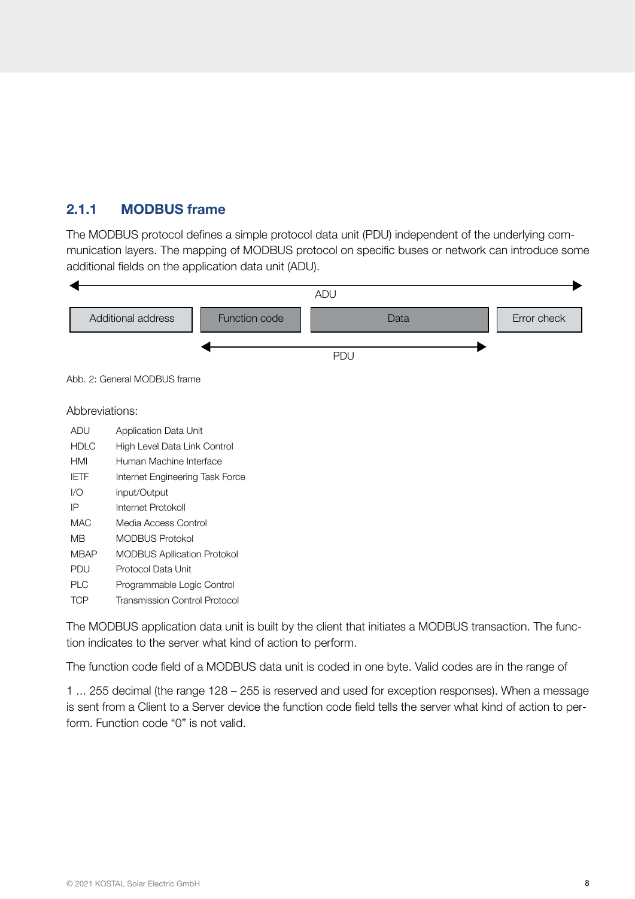### 2.1.1 MODBUS frame

The MODBUS protocol defines a simple protocol data unit (PDU) independent of the underlying communication layers. The mapping of MODBUS protocol on specific buses or network can introduce some additional fields on the application data unit (ADU).

| Additional address | Function code | Data | Error check |
|---|---|---|---|

ADU: Additional address, Function code, Data, Error check
PDU: Function code, Data

Abb. 2: General MODBUS frame

Abbreviations:

| | |
|---|---|
| ADU | Application Data Unit |
| HDLC | High Level Data Link Control |
| HMI | Human Machine Interface |
| IETF | Internet Engineering Task Force |
| I/O | input/Output |
| IP | Internet Protokoll |
| MAC | Media Access Control |
| MB | MODBUS Protokol |
| MBAP | MODBUS Apllication Protokol |
| PDU | Protocol Data Unit |
| PLC | Programmable Logic Control |
| TCP | Transmission Control Protocol |

The MODBUS application data unit is built by the client that initiates a MODBUS transaction. The function indicates to the server what kind of action to perform.

The function code field of a MODBUS data unit is coded in one byte. Valid codes are in the range of

1 ... 255 decimal (the range 128 – 255 is reserved and used for exception responses). When a message is sent from a Client to a Server device the function code field tells the server what kind of action to perform. Function code "0" is not valid.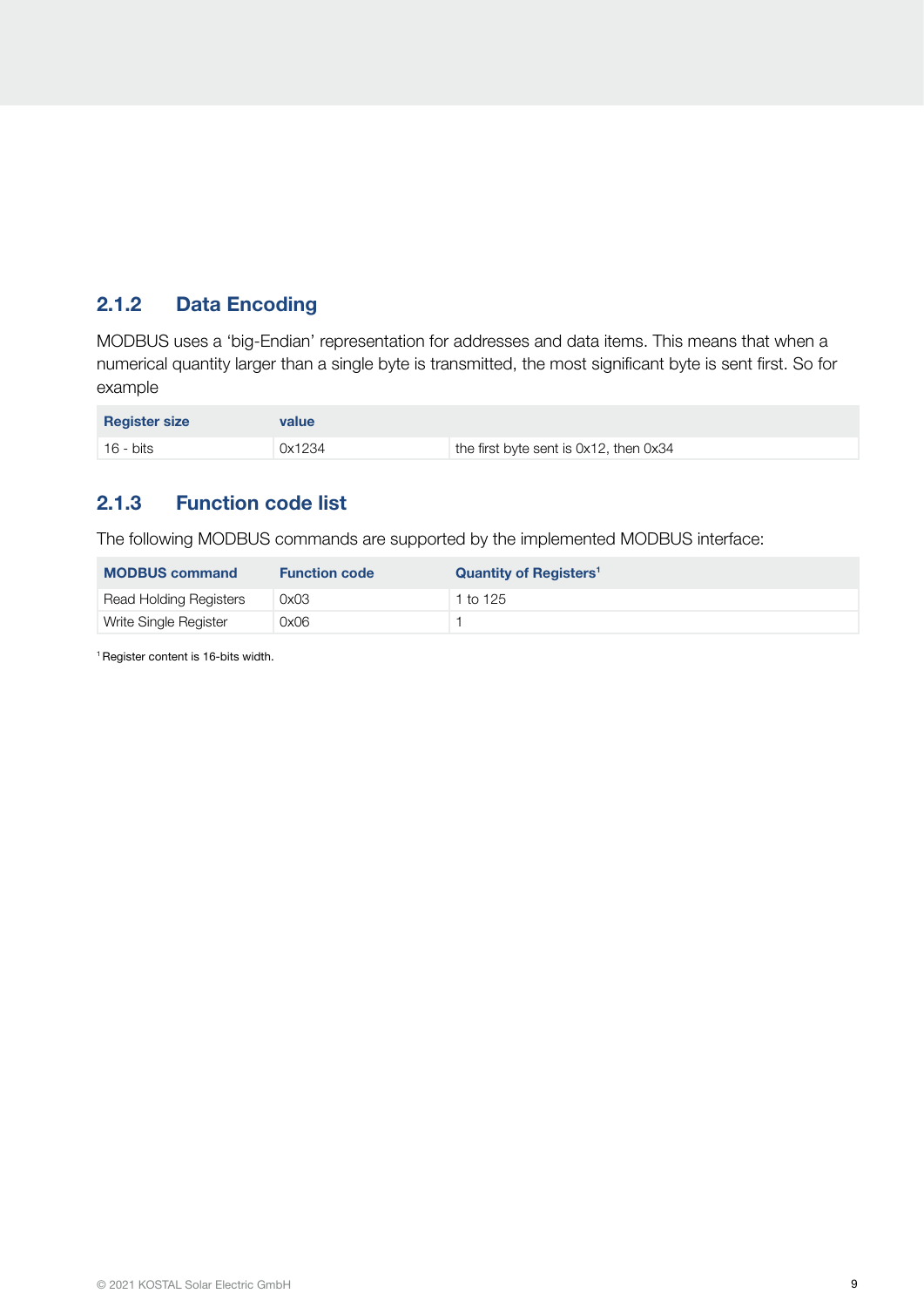### 2.1.2 Data Encoding

MODBUS uses a 'big-Endian' representation for addresses and data items. This means that when a numerical quantity larger than a single byte is transmitted, the most significant byte is sent first. So for example

| Register size | value | |
|---|---|---|
| 16 - bits | 0x1234 | the first byte sent is 0x12, then 0x34 |

### 2.1.3 Function code list

The following MODBUS commands are supported by the implemented MODBUS interface:

| MODBUS command | Function code | Quantity of Registers[1] |
|---|---|---|
| Read Holding Registers | 0x03 | 1 to 125 |
| Write Single Register | 0x06 | 1 |

[1] Register content is 16-bits width.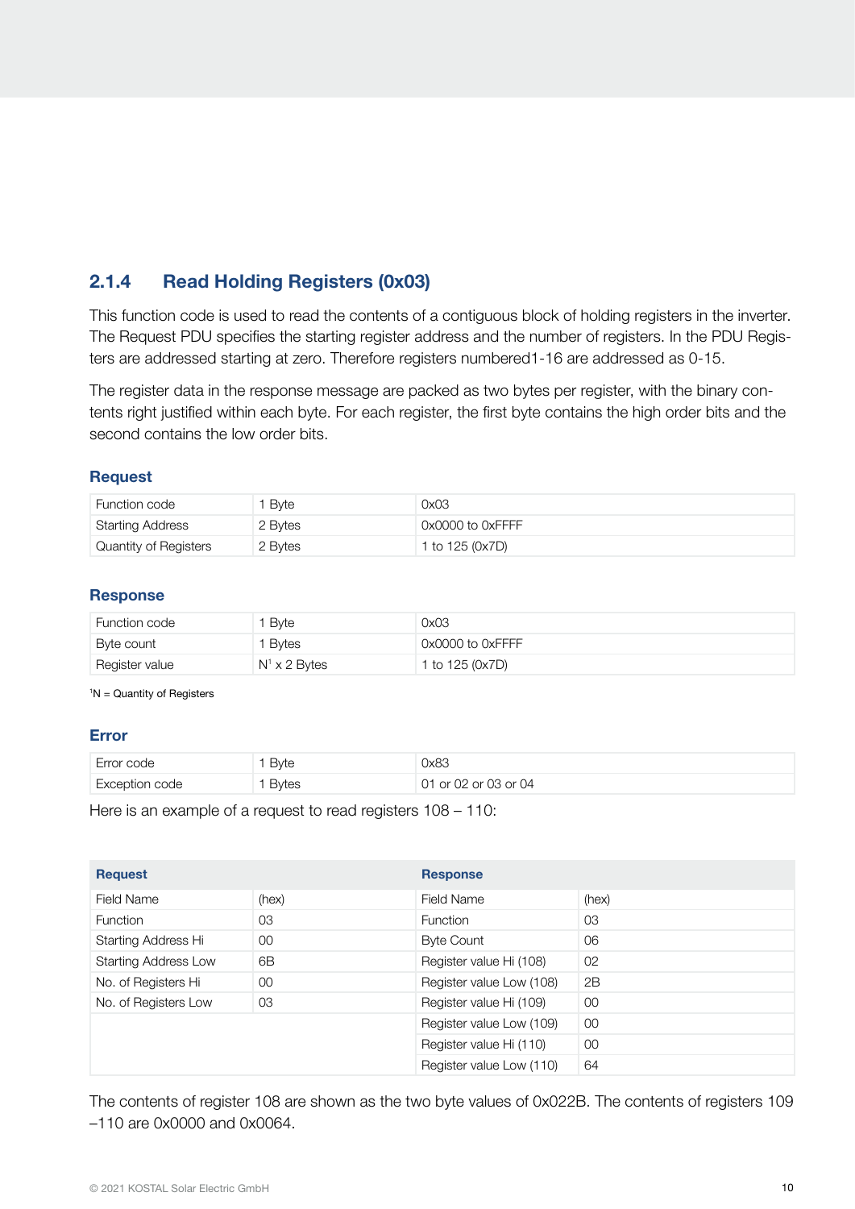### 2.1.4 Read Holding Registers (0x03)

This function code is used to read the contents of a contiguous block of holding registers in the inverter. The Request PDU specifies the starting register address and the number of registers. In the PDU Registers are addressed starting at zero. Therefore registers numbered1-16 are addressed as 0-15.

The register data in the response message are packed as two bytes per register, with the binary contents right justified within each byte. For each register, the first byte contains the high order bits and the second contains the low order bits.

#### Request

| Function code | 1 Byte | 0x03 |
|---|---|---|
| Starting Address | 2 Bytes | 0x0000 to 0xFFFF |
| Quantity of Registers | 2 Bytes | 1 to 125 (0x7D) |

#### Response

| Function code | 1 Byte | 0x03 |
|---|---|---|
| Byte count | 1 Bytes | 0x0000 to 0xFFFF |
| Register value | N[1] x 2 Bytes | 1 to 125 (0x7D) |

[1]N = Quantity of Registers

#### Error

| Error code | 1 Byte | 0x83 |
|---|---|---|
| Exception code | 1 Bytes | 01 or 02 or 03 or 04 |

Here is an example of a request to read registers 108 – 110:

| **Request** | | **Response** | |
|---|---|---|---|
| Field Name | (hex) | Field Name | (hex) |
| Function | 03 | Function | 03 |
| Starting Address Hi | 00 | Byte Count | 06 |
| Starting Address Low | 6B | Register value Hi (108) | 02 |
| No. of Registers Hi | 00 | Register value Low (108) | 2B |
| No. of Registers Low | 03 | Register value Hi (109) | 00 |
| | | Register value Low (109) | 00 |
| | | Register value Hi (110) | 00 |
| | | Register value Low (110) | 64 |

The contents of register 108 are shown as the two byte values of 0x022B. The contents of registers 109 –110 are 0x0000 and 0x0064.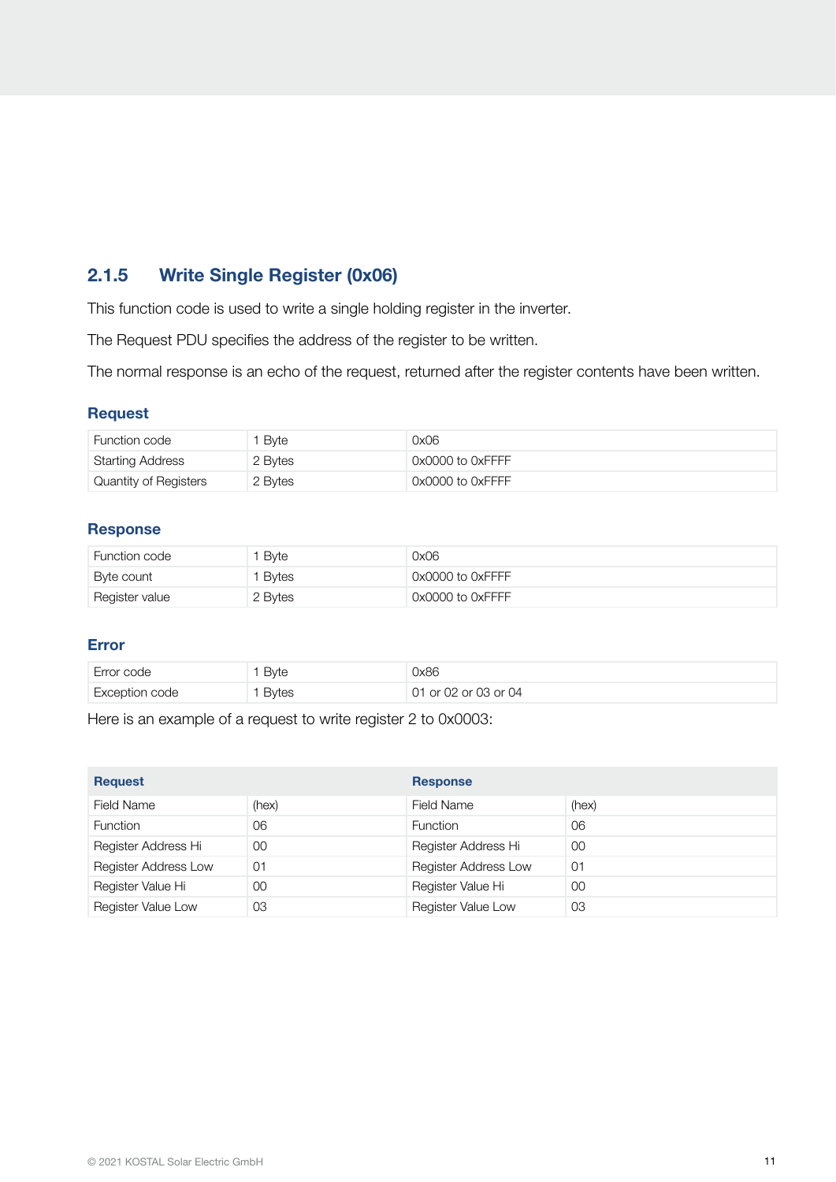### 2.1.5 Write Single Register (0x06)

This function code is used to write a single holding register in the inverter.

The Request PDU specifies the address of the register to be written.

The normal response is an echo of the request, returned after the register contents have been written.

#### Request

| Function code | 1 Byte | 0x06 |
|---|---|---|
| Starting Address | 2 Bytes | 0x0000 to 0xFFFF |
| Quantity of Registers | 2 Bytes | 0x0000 to 0xFFFF |

#### Response

| Function code | 1 Byte | 0x06 |
|---|---|---|
| Byte count | 1 Bytes | 0x0000 to 0xFFFF |
| Register value | 2 Bytes | 0x0000 to 0xFFFF |

#### Error

| Error code | 1 Byte | 0x86 |
|---|---|---|
| Exception code | 1 Bytes | 01 or 02 or 03 or 04 |

Here is an example of a request to write register 2 to 0x0003:

| **Request** | | **Response** | |
|---|---|---|---|
| Field Name | (hex) | Field Name | (hex) |
| Function | 06 | Function | 06 |
| Register Address Hi | 00 | Register Address Hi | 00 |
| Register Address Low | 01 | Register Address Low | 01 |
| Register Value Hi | 00 | Register Value Hi | 00 |
| Register Value Low | 03 | Register Value Low | 03 |

© 2021 KOSTAL Solar Electric GmbH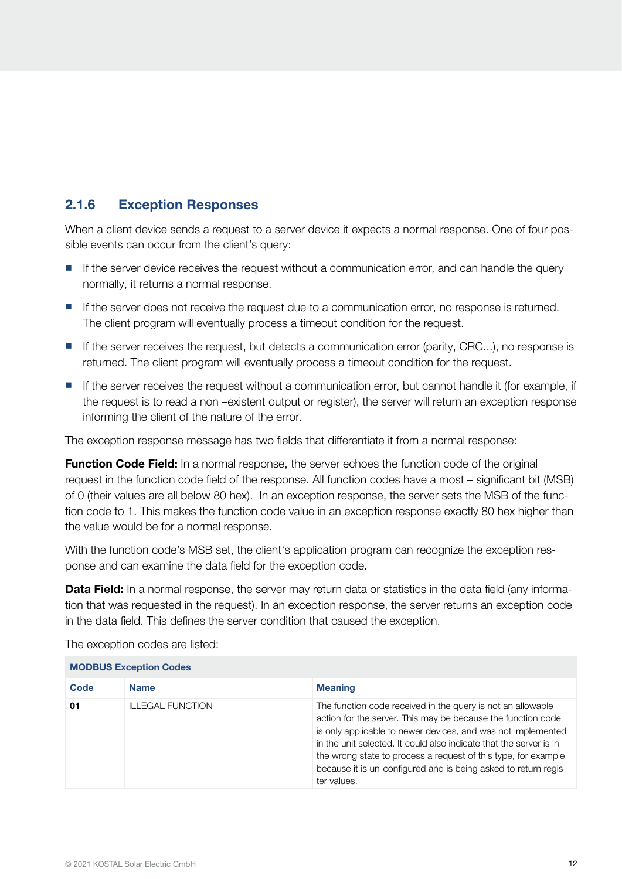### 2.1.6 Exception Responses

When a client device sends a request to a server device it expects a normal response. One of four possible events can occur from the client's query:

- If the server device receives the request without a communication error, and can handle the query normally, it returns a normal response.
- If the server does not receive the request due to a communication error, no response is returned. The client program will eventually process a timeout condition for the request.
- If the server receives the request, but detects a communication error (parity, CRC...), no response is returned. The client program will eventually process a timeout condition for the request.
- If the server receives the request without a communication error, but cannot handle it (for example, if the request is to read a non –existent output or register), the server will return an exception response informing the client of the nature of the error.

The exception response message has two fields that differentiate it from a normal response:

**Function Code Field:** In a normal response, the server echoes the function code of the original request in the function code field of the response. All function codes have a most – significant bit (MSB) of 0 (their values are all below 80 hex). In an exception response, the server sets the MSB of the function code to 1. This makes the function code value in an exception response exactly 80 hex higher than the value would be for a normal response.

With the function code's MSB set, the client's application program can recognize the exception response and can examine the data field for the exception code.

**Data Field:** In a normal response, the server may return data or statistics in the data field (any information that was requested in the request). In an exception response, the server returns an exception code in the data field. This defines the server condition that caused the exception.

The exception codes are listed:

| MODBUS Exception Codes | | |
|---|---|---|
| **Code** | **Name** | **Meaning** |
| **01** | ILLEGAL FUNCTION | The function code received in the query is not an allowable action for the server. This may be because the function code is only applicable to newer devices, and was not implemented in the unit selected. It could also indicate that the server is in the wrong state to process a request of this type, for example because it is un-configured and is being asked to return register values. |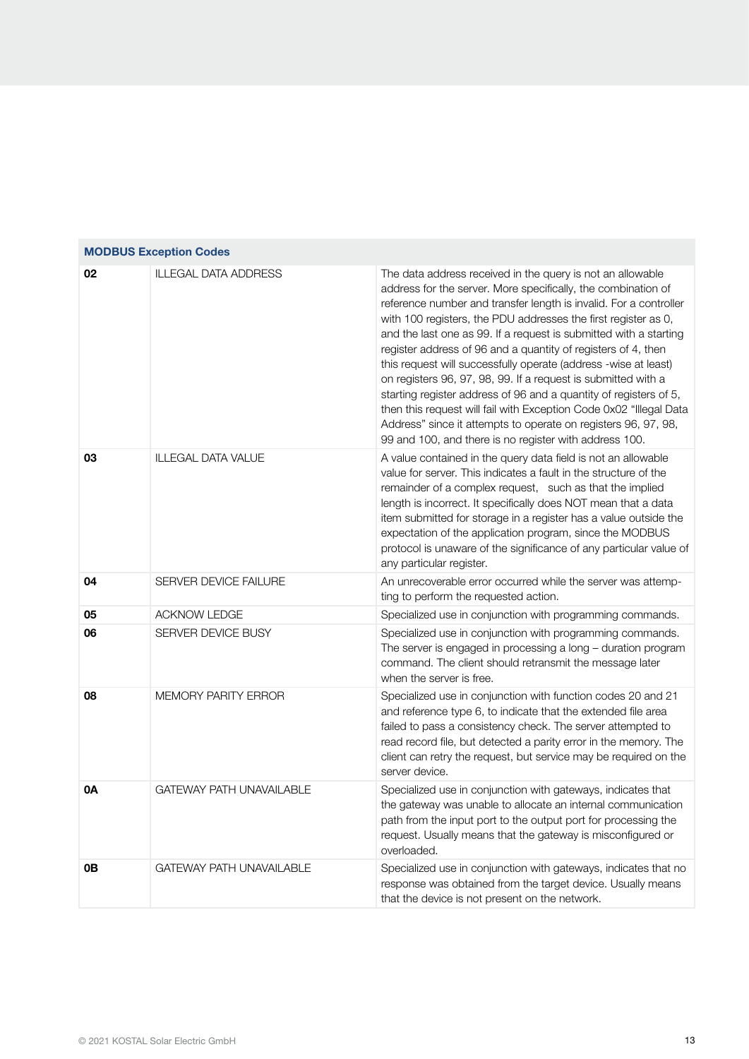| MODBUS Exception Codes | | |
|---|---|---|
| **02** | ILLEGAL DATA ADDRESS | The data address received in the query is not an allowable address for the server. More specifically, the combination of reference number and transfer length is invalid. For a controller with 100 registers, the PDU addresses the first register as 0, and the last one as 99. If a request is submitted with a starting register address of 96 and a quantity of registers of 4, then this request will successfully operate (address -wise at least) on registers 96, 97, 98, 99. If a request is submitted with a starting register address of 96 and a quantity of registers of 5, then this request will fail with Exception Code 0x02 "Illegal Data Address" since it attempts to operate on registers 96, 97, 98, 99 and 100, and there is no register with address 100. |
| **03** | ILLEGAL DATA VALUE | A value contained in the query data field is not an allowable value for server. This indicates a fault in the structure of the remainder of a complex request, such as that the implied length is incorrect. It specifically does NOT mean that a data item submitted for storage in a register has a value outside the expectation of the application program, since the MODBUS protocol is unaware of the significance of any particular value of any particular register. |
| **04** | SERVER DEVICE FAILURE | An unrecoverable error occurred while the server was attempting to perform the requested action. |
| **05** | ACKNOW LEDGE | Specialized use in conjunction with programming commands. |
| **06** | SERVER DEVICE BUSY | Specialized use in conjunction with programming commands. The server is engaged in processing a long – duration program command. The client should retransmit the message later when the server is free. |
| **08** | MEMORY PARITY ERROR | Specialized use in conjunction with function codes 20 and 21 and reference type 6, to indicate that the extended file area failed to pass a consistency check. The server attempted to read record file, but detected a parity error in the memory. The client can retry the request, but service may be required on the server device. |
| **0A** | GATEWAY PATH UNAVAILABLE | Specialized use in conjunction with gateways, indicates that the gateway was unable to allocate an internal communication path from the input port to the output port for processing the request. Usually means that the gateway is misconfigured or overloaded. |
| **0B** | GATEWAY PATH UNAVAILABLE | Specialized use in conjunction with gateways, indicates that no response was obtained from the target device. Usually means that the device is not present on the network. |

© 2021 KOSTAL Solar Electric GmbH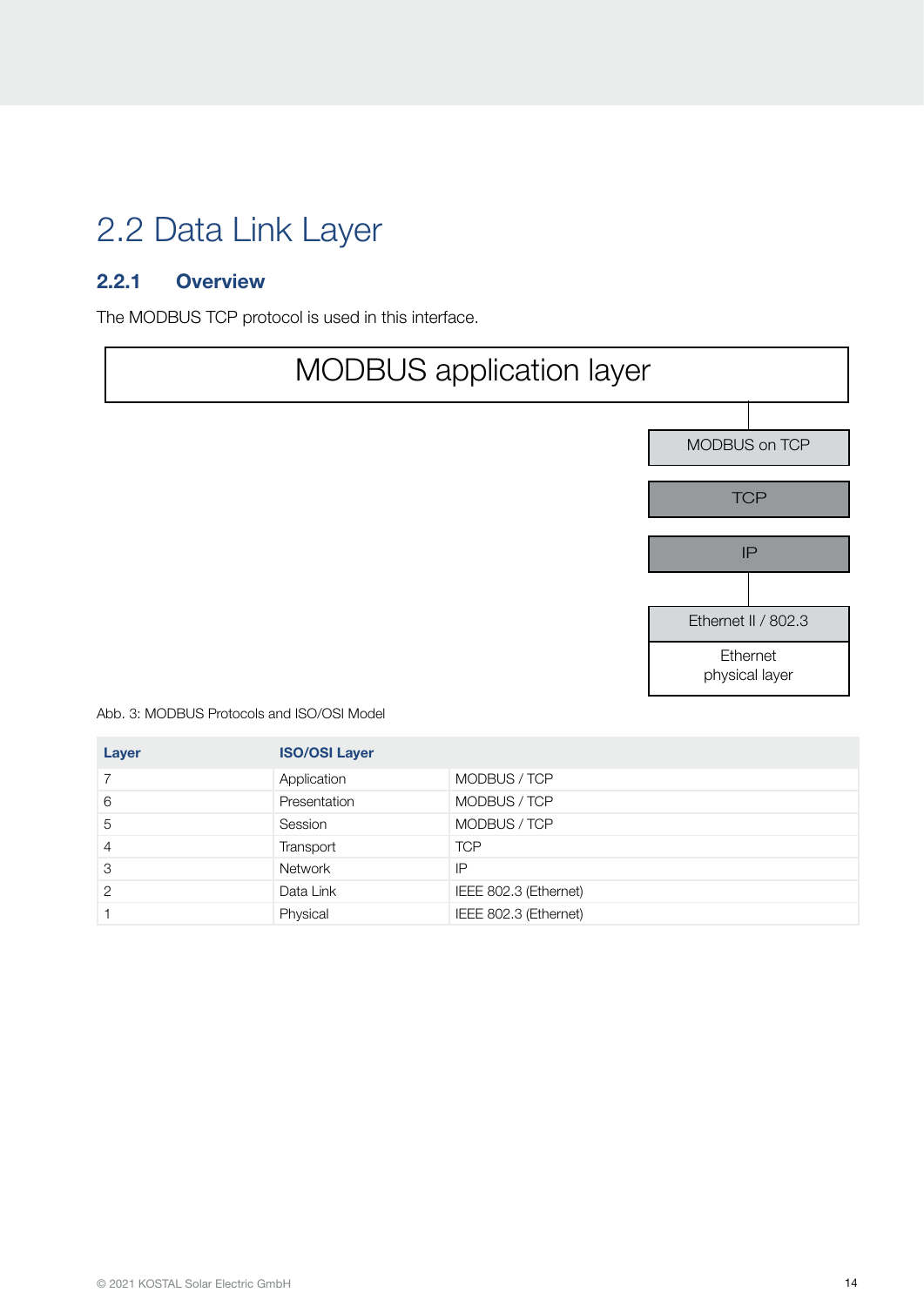## 2.2 Data Link Layer

### 2.2.1 Overview

The MODBUS TCP protocol is used in this interface.

MODBUS application layer

MODBUS on TCP

TCP

IP

Ethernet II / 802.3

Ethernet physical layer

Abb. 3: MODBUS Protocols and ISO/OSI Model

| Layer | ISO/OSI Layer | |
|---|---|---|
| 7 | Application | MODBUS / TCP |
| 6 | Presentation | MODBUS / TCP |
| 5 | Session | MODBUS / TCP |
| 4 | Transport | TCP |
| 3 | Network | IP |
| 2 | Data Link | IEEE 802.3 (Ethernet) |
| 1 | Physical | IEEE 802.3 (Ethernet) |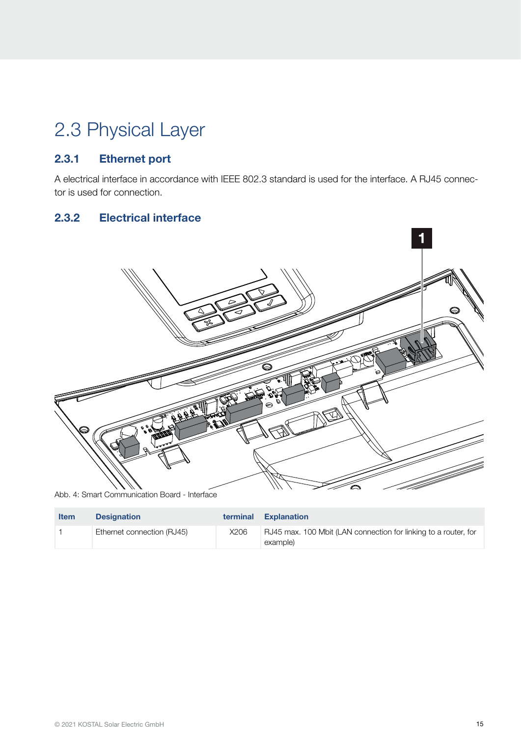# 2.3 Physical Layer

## 2.3.1 Ethernet port

A electrical interface in accordance with IEEE 802.3 standard is used for the interface. A RJ45 connector is used for connection.

## 2.3.2 Electrical interface

Abb. 4: Smart Communication Board - Interface

| Item | Designation | terminal | Explanation |
|---|---|---|---|
| 1 | Ethernet connection (RJ45) | X206 | RJ45 max. 100 Mbit (LAN connection for linking to a router, for example) |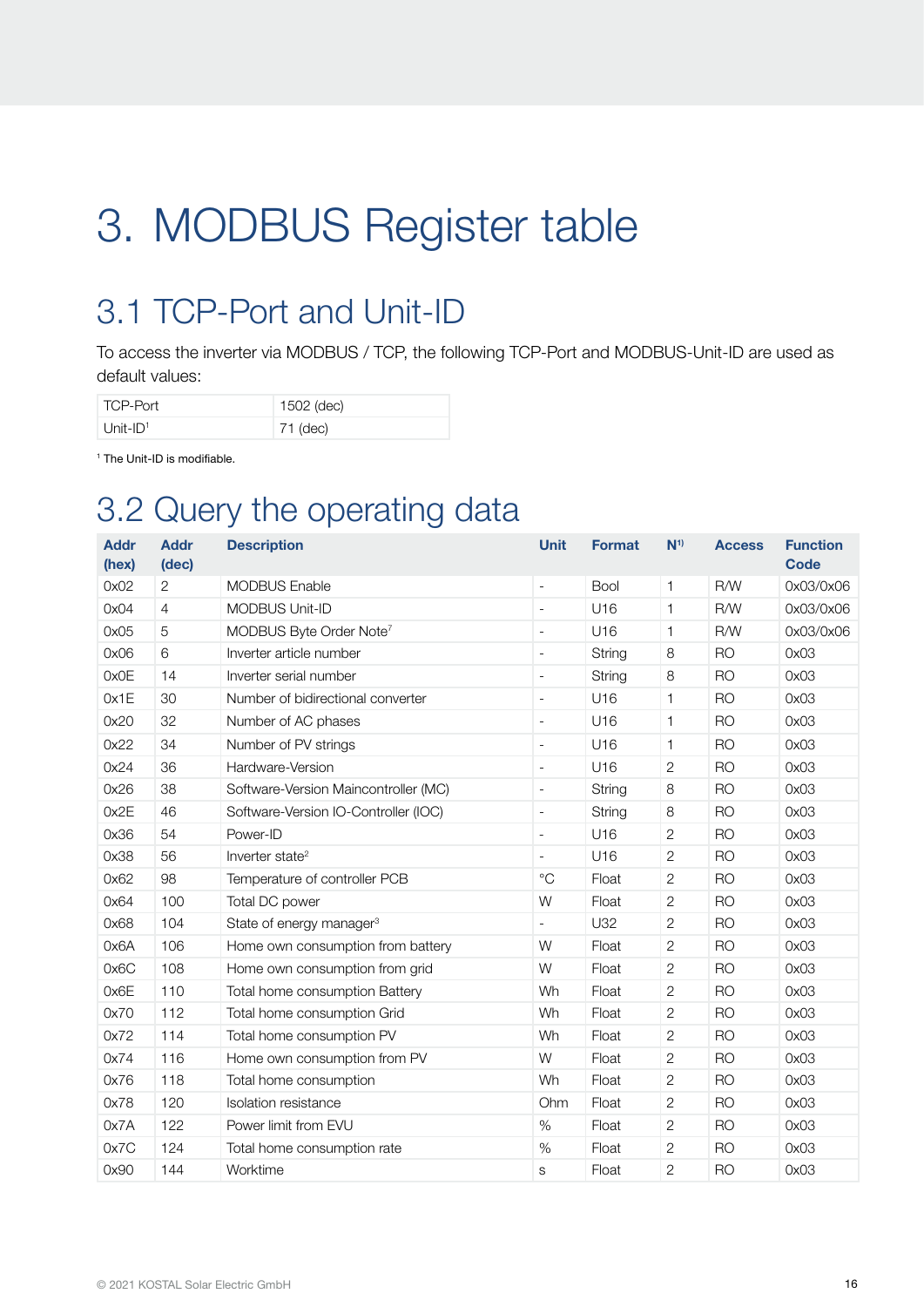# 3. MODBUS Register table

## 3.1 TCP-Port and Unit-ID

To access the inverter via MODBUS / TCP, the following TCP-Port and MODBUS-Unit-ID are used as default values:

| TCP-Port | 1502 (dec) |
|---|---|
| Unit-ID[1] | 71 (dec) |

[1] The Unit-ID is modifiable.

## 3.2 Query the operating data

| Addr (hex) | Addr (dec) | Description | Unit | Format | N[1)] | Access | Function Code |
|---|---|---|---|---|---|---|---|
| 0x02 | 2 | MODBUS Enable | - | Bool | 1 | R/W | 0x03/0x06 |
| 0x04 | 4 | MODBUS Unit-ID | - | U16 | 1 | R/W | 0x03/0x06 |
| 0x05 | 5 | MODBUS Byte Order Note[7] | - | U16 | 1 | R/W | 0x03/0x06 |
| 0x06 | 6 | Inverter article number | - | String | 8 | RO | 0x03 |
| 0x0E | 14 | Inverter serial number | - | String | 8 | RO | 0x03 |
| 0x1E | 30 | Number of bidirectional converter | - | U16 | 1 | RO | 0x03 |
| 0x20 | 32 | Number of AC phases | - | U16 | 1 | RO | 0x03 |
| 0x22 | 34 | Number of PV strings | - | U16 | 1 | RO | 0x03 |
| 0x24 | 36 | Hardware-Version | - | U16 | 2 | RO | 0x03 |
| 0x26 | 38 | Software-Version Maincontroller (MC) | - | String | 8 | RO | 0x03 |
| 0x2E | 46 | Software-Version IO-Controller (IOC) | - | String | 8 | RO | 0x03 |
| 0x36 | 54 | Power-ID | - | U16 | 2 | RO | 0x03 |
| 0x38 | 56 | Inverter state[2] | - | U16 | 2 | RO | 0x03 |
| 0x62 | 98 | Temperature of controller PCB | °C | Float | 2 | RO | 0x03 |
| 0x64 | 100 | Total DC power | W | Float | 2 | RO | 0x03 |
| 0x68 | 104 | State of energy manager[3] | - | U32 | 2 | RO | 0x03 |
| 0x6A | 106 | Home own consumption from battery | W | Float | 2 | RO | 0x03 |
| 0x6C | 108 | Home own consumption from grid | W | Float | 2 | RO | 0x03 |
| 0x6E | 110 | Total home consumption Battery | Wh | Float | 2 | RO | 0x03 |
| 0x70 | 112 | Total home consumption Grid | Wh | Float | 2 | RO | 0x03 |
| 0x72 | 114 | Total home consumption PV | Wh | Float | 2 | RO | 0x03 |
| 0x74 | 116 | Home own consumption from PV | W | Float | 2 | RO | 0x03 |
| 0x76 | 118 | Total home consumption | Wh | Float | 2 | RO | 0x03 |
| 0x78 | 120 | Isolation resistance | Ohm | Float | 2 | RO | 0x03 |
| 0x7A | 122 | Power limit from EVU | % | Float | 2 | RO | 0x03 |
| 0x7C | 124 | Total home consumption rate | % | Float | 2 | RO | 0x03 |
| 0x90 | 144 | Worktime | s | Float | 2 | RO | 0x03 |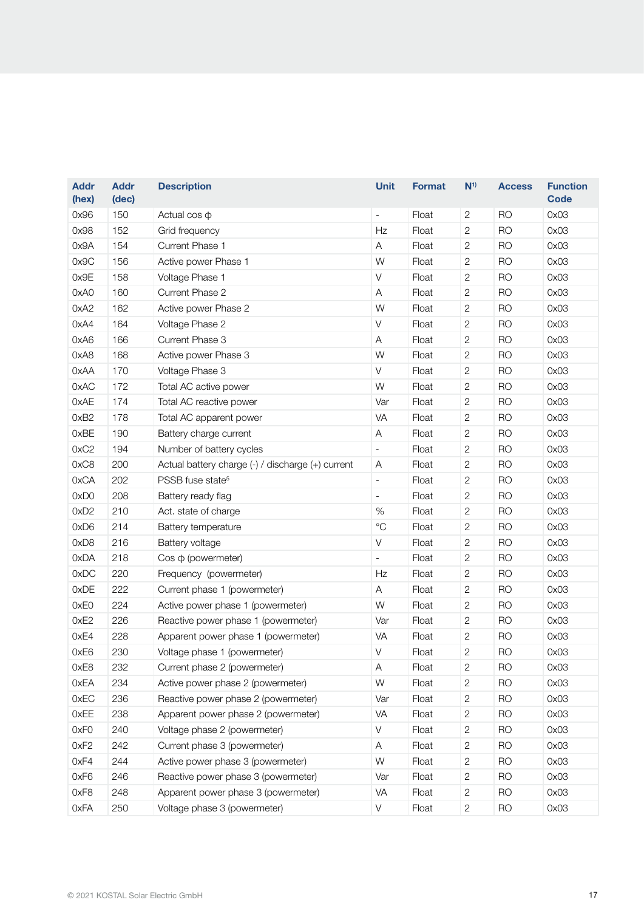| Addr (hex) | Addr (dec) | Description | Unit | Format | N[1)] | Access | Function Code |
|---|---|---|---|---|---|---|---|
| 0x96 | 150 | Actual cos φ | - | Float | 2 | RO | 0x03 |
| 0x98 | 152 | Grid frequency | Hz | Float | 2 | RO | 0x03 |
| 0x9A | 154 | Current Phase 1 | A | Float | 2 | RO | 0x03 |
| 0x9C | 156 | Active power Phase 1 | W | Float | 2 | RO | 0x03 |
| 0x9E | 158 | Voltage Phase 1 | V | Float | 2 | RO | 0x03 |
| 0xA0 | 160 | Current Phase 2 | A | Float | 2 | RO | 0x03 |
| 0xA2 | 162 | Active power Phase 2 | W | Float | 2 | RO | 0x03 |
| 0xA4 | 164 | Voltage Phase 2 | V | Float | 2 | RO | 0x03 |
| 0xA6 | 166 | Current Phase 3 | A | Float | 2 | RO | 0x03 |
| 0xA8 | 168 | Active power Phase 3 | W | Float | 2 | RO | 0x03 |
| 0xAA | 170 | Voltage Phase 3 | V | Float | 2 | RO | 0x03 |
| 0xAC | 172 | Total AC active power | W | Float | 2 | RO | 0x03 |
| 0xAE | 174 | Total AC reactive power | Var | Float | 2 | RO | 0x03 |
| 0xB2 | 178 | Total AC apparent power | VA | Float | 2 | RO | 0x03 |
| 0xBE | 190 | Battery charge current | A | Float | 2 | RO | 0x03 |
| 0xC2 | 194 | Number of battery cycles | - | Float | 2 | RO | 0x03 |
| 0xC8 | 200 | Actual battery charge (-) / discharge (+) current | A | Float | 2 | RO | 0x03 |
| 0xCA | 202 | PSSB fuse state[5] | - | Float | 2 | RO | 0x03 |
| 0xD0 | 208 | Battery ready flag | - | Float | 2 | RO | 0x03 |
| 0xD2 | 210 | Act. state of charge | % | Float | 2 | RO | 0x03 |
| 0xD6 | 214 | Battery temperature | °C | Float | 2 | RO | 0x03 |
| 0xD8 | 216 | Battery voltage | V | Float | 2 | RO | 0x03 |
| 0xDA | 218 | Cos φ (powermeter) | - | Float | 2 | RO | 0x03 |
| 0xDC | 220 | Frequency (powermeter) | Hz | Float | 2 | RO | 0x03 |
| 0xDE | 222 | Current phase 1 (powermeter) | A | Float | 2 | RO | 0x03 |
| 0xE0 | 224 | Active power phase 1 (powermeter) | W | Float | 2 | RO | 0x03 |
| 0xE2 | 226 | Reactive power phase 1 (powermeter) | Var | Float | 2 | RO | 0x03 |
| 0xE4 | 228 | Apparent power phase 1 (powermeter) | VA | Float | 2 | RO | 0x03 |
| 0xE6 | 230 | Voltage phase 1 (powermeter) | V | Float | 2 | RO | 0x03 |
| 0xE8 | 232 | Current phase 2 (powermeter) | A | Float | 2 | RO | 0x03 |
| 0xEA | 234 | Active power phase 2 (powermeter) | W | Float | 2 | RO | 0x03 |
| 0xEC | 236 | Reactive power phase 2 (powermeter) | Var | Float | 2 | RO | 0x03 |
| 0xEE | 238 | Apparent power phase 2 (powermeter) | VA | Float | 2 | RO | 0x03 |
| 0xF0 | 240 | Voltage phase 2 (powermeter) | V | Float | 2 | RO | 0x03 |
| 0xF2 | 242 | Current phase 3 (powermeter) | A | Float | 2 | RO | 0x03 |
| 0xF4 | 244 | Active power phase 3 (powermeter) | W | Float | 2 | RO | 0x03 |
| 0xF6 | 246 | Reactive power phase 3 (powermeter) | Var | Float | 2 | RO | 0x03 |
| 0xF8 | 248 | Apparent power phase 3 (powermeter) | VA | Float | 2 | RO | 0x03 |
| 0xFA | 250 | Voltage phase 3 (powermeter) | V | Float | 2 | RO | 0x03 |

© 2021 KOSTAL Solar Electric GmbH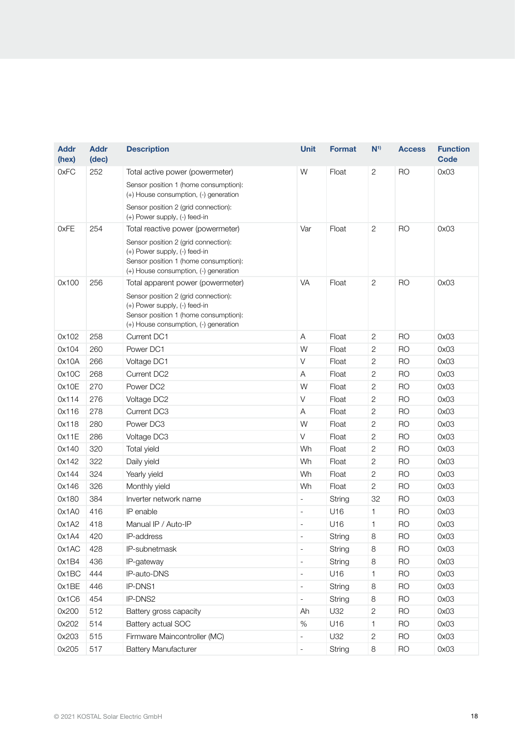| Addr (hex) | Addr (dec) | Description | Unit | Format | N[1)] | Access | Function Code |
|---|---|---|---|---|---|---|---|
| 0xFC | 252 | Total active power (powermeter)<br><br>Sensor position 1 (home consumption): (+) House consumption, (-) generation<br><br>Sensor position 2 (grid connection): (+) Power supply, (-) feed-in | W | Float | 2 | RO | 0x03 |
| 0xFE | 254 | Total reactive power (powermeter)<br><br>Sensor position 2 (grid connection): (+) Power supply, (-) feed-in<br>Sensor position 1 (home consumption): (+) House consumption, (-) generation | Var | Float | 2 | RO | 0x03 |
| 0x100 | 256 | Total apparent power (powermeter)<br><br>Sensor position 2 (grid connection): (+) Power supply, (-) feed-in<br>Sensor position 1 (home consumption): (+) House consumption, (-) generation | VA | Float | 2 | RO | 0x03 |
| 0x102 | 258 | Current DC1 | A | Float | 2 | RO | 0x03 |
| 0x104 | 260 | Power DC1 | W | Float | 2 | RO | 0x03 |
| 0x10A | 266 | Voltage DC1 | V | Float | 2 | RO | 0x03 |
| 0x10C | 268 | Current DC2 | A | Float | 2 | RO | 0x03 |
| 0x10E | 270 | Power DC2 | W | Float | 2 | RO | 0x03 |
| 0x114 | 276 | Voltage DC2 | V | Float | 2 | RO | 0x03 |
| 0x116 | 278 | Current DC3 | A | Float | 2 | RO | 0x03 |
| 0x118 | 280 | Power DC3 | W | Float | 2 | RO | 0x03 |
| 0x11E | 286 | Voltage DC3 | V | Float | 2 | RO | 0x03 |
| 0x140 | 320 | Total yield | Wh | Float | 2 | RO | 0x03 |
| 0x142 | 322 | Daily yield | Wh | Float | 2 | RO | 0x03 |
| 0x144 | 324 | Yearly yield | Wh | Float | 2 | RO | 0x03 |
| 0x146 | 326 | Monthly yield | Wh | Float | 2 | RO | 0x03 |
| 0x180 | 384 | Inverter network name | - | String | 32 | RO | 0x03 |
| 0x1A0 | 416 | IP enable | - | U16 | 1 | RO | 0x03 |
| 0x1A2 | 418 | Manual IP / Auto-IP | - | U16 | 1 | RO | 0x03 |
| 0x1A4 | 420 | IP-address | - | String | 8 | RO | 0x03 |
| 0x1AC | 428 | IP-subnetmask | - | String | 8 | RO | 0x03 |
| 0x1B4 | 436 | IP-gateway | - | String | 8 | RO | 0x03 |
| 0x1BC | 444 | IP-auto-DNS | - | U16 | 1 | RO | 0x03 |
| 0x1BE | 446 | IP-DNS1 | - | String | 8 | RO | 0x03 |
| 0x1C6 | 454 | IP-DNS2 | - | String | 8 | RO | 0x03 |
| 0x200 | 512 | Battery gross capacity | Ah | U32 | 2 | RO | 0x03 |
| 0x202 | 514 | Battery actual SOC | % | U16 | 1 | RO | 0x03 |
| 0x203 | 515 | Firmware Maincontroller (MC) | - | U32 | 2 | RO | 0x03 |
| 0x205 | 517 | Battery Manufacturer | - | String | 8 | RO | 0x03 |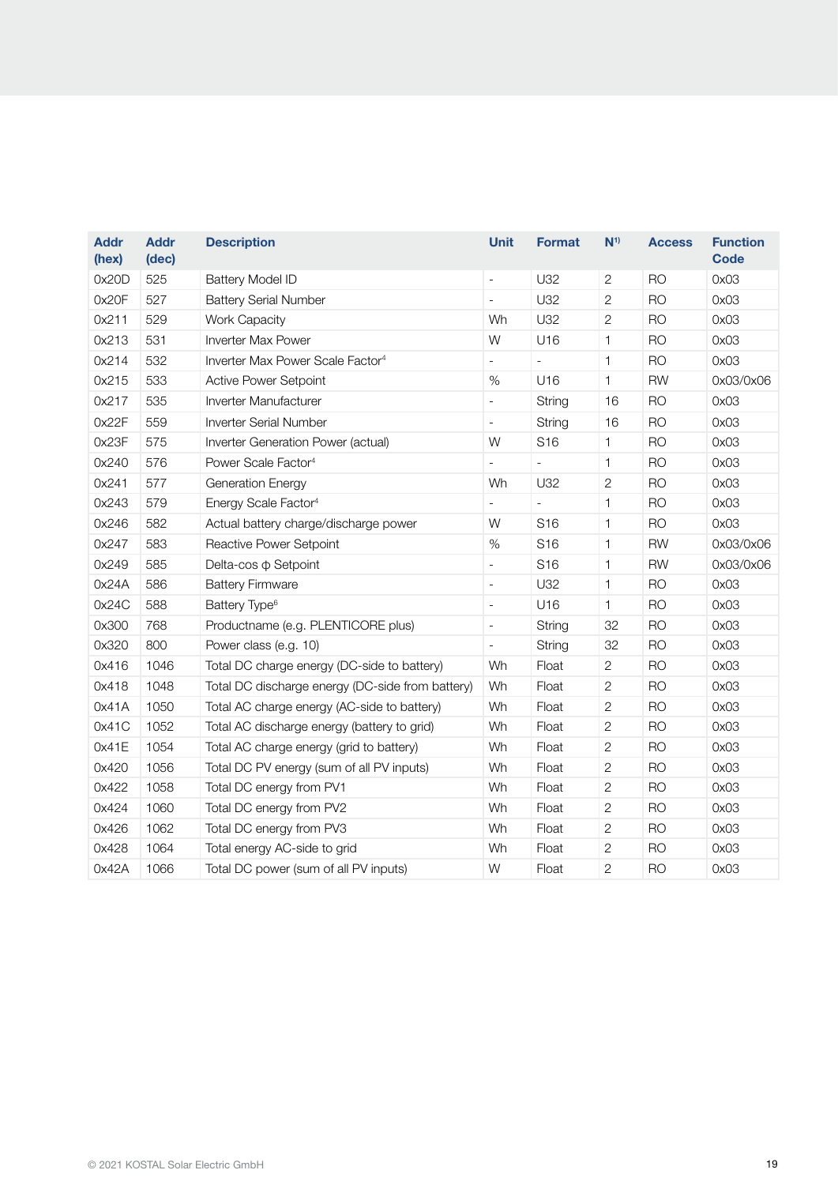| Addr (hex) | Addr (dec) | Description | Unit | Format | N[1)] | Access | Function Code |
|---|---|---|---|---|---|---|---|
| 0x20D | 525 | Battery Model ID | - | U32 | 2 | RO | 0x03 |
| 0x20F | 527 | Battery Serial Number | - | U32 | 2 | RO | 0x03 |
| 0x211 | 529 | Work Capacity | Wh | U32 | 2 | RO | 0x03 |
| 0x213 | 531 | Inverter Max Power | W | U16 | 1 | RO | 0x03 |
| 0x214 | 532 | Inverter Max Power Scale Factor[4] | - | - | 1 | RO | 0x03 |
| 0x215 | 533 | Active Power Setpoint | % | U16 | 1 | RW | 0x03/0x06 |
| 0x217 | 535 | Inverter Manufacturer | - | String | 16 | RO | 0x03 |
| 0x22F | 559 | Inverter Serial Number | - | String | 16 | RO | 0x03 |
| 0x23F | 575 | Inverter Generation Power (actual) | W | S16 | 1 | RO | 0x03 |
| 0x240 | 576 | Power Scale Factor[4] | - | - | 1 | RO | 0x03 |
| 0x241 | 577 | Generation Energy | Wh | U32 | 2 | RO | 0x03 |
| 0x243 | 579 | Energy Scale Factor[4] | - | - | 1 | RO | 0x03 |
| 0x246 | 582 | Actual battery charge/discharge power | W | S16 | 1 | RO | 0x03 |
| 0x247 | 583 | Reactive Power Setpoint | % | S16 | 1 | RW | 0x03/0x06 |
| 0x249 | 585 | Delta-cos φ Setpoint | - | S16 | 1 | RW | 0x03/0x06 |
| 0x24A | 586 | Battery Firmware | - | U32 | 1 | RO | 0x03 |
| 0x24C | 588 | Battery Type[6] | - | U16 | 1 | RO | 0x03 |
| 0x300 | 768 | Productname (e.g. PLENTICORE plus) | - | String | 32 | RO | 0x03 |
| 0x320 | 800 | Power class (e.g. 10) | - | String | 32 | RO | 0x03 |
| 0x416 | 1046 | Total DC charge energy (DC-side to battery) | Wh | Float | 2 | RO | 0x03 |
| 0x418 | 1048 | Total DC discharge energy (DC-side from battery) | Wh | Float | 2 | RO | 0x03 |
| 0x41A | 1050 | Total AC charge energy (AC-side to battery) | Wh | Float | 2 | RO | 0x03 |
| 0x41C | 1052 | Total AC discharge energy (battery to grid) | Wh | Float | 2 | RO | 0x03 |
| 0x41E | 1054 | Total AC charge energy (grid to battery) | Wh | Float | 2 | RO | 0x03 |
| 0x420 | 1056 | Total DC PV energy (sum of all PV inputs) | Wh | Float | 2 | RO | 0x03 |
| 0x422 | 1058 | Total DC energy from PV1 | Wh | Float | 2 | RO | 0x03 |
| 0x424 | 1060 | Total DC energy from PV2 | Wh | Float | 2 | RO | 0x03 |
| 0x426 | 1062 | Total DC energy from PV3 | Wh | Float | 2 | RO | 0x03 |
| 0x428 | 1064 | Total energy AC-side to grid | Wh | Float | 2 | RO | 0x03 |
| 0x42A | 1066 | Total DC power (sum of all PV inputs) | W | Float | 2 | RO | 0x03 |

© 2021 KOSTAL Solar Electric GmbH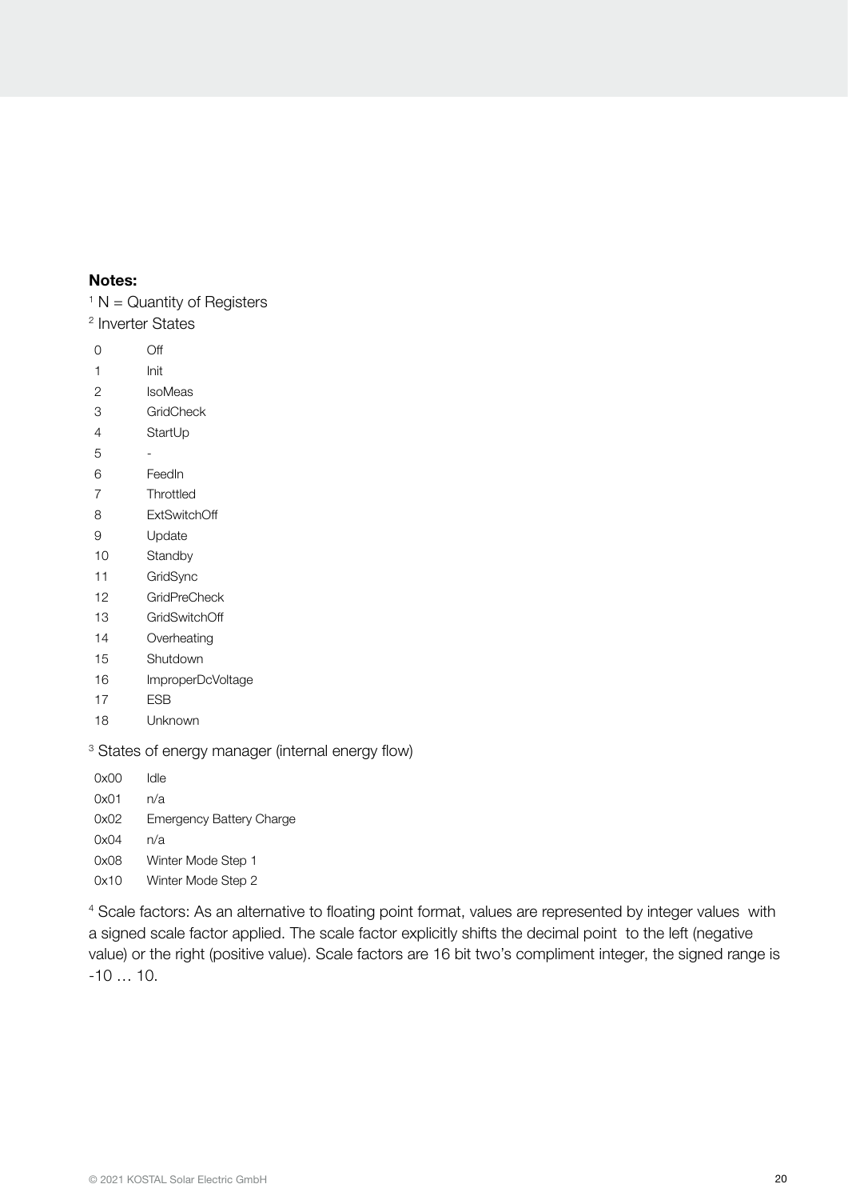**Notes:**

[1] N = Quantity of Registers

[2] Inverter States

| | |
|---|---|
| 0 | Off |
| 1 | Init |
| 2 | IsoMeas |
| 3 | GridCheck |
| 4 | StartUp |
| 5 | - |
| 6 | FeedIn |
| 7 | Throttled |
| 8 | ExtSwitchOff |
| 9 | Update |
| 10 | Standby |
| 11 | GridSync |
| 12 | GridPreCheck |
| 13 | GridSwitchOff |
| 14 | Overheating |
| 15 | Shutdown |
| 16 | ImproperDcVoltage |
| 17 | ESB |
| 18 | Unknown |

[3] States of energy manager (internal energy flow)

| | |
|---|---|
| 0x00 | Idle |
| 0x01 | n/a |
| 0x02 | Emergency Battery Charge |
| 0x04 | n/a |
| 0x08 | Winter Mode Step 1 |
| 0x10 | Winter Mode Step 2 |

[4] Scale factors: As an alternative to floating point format, values are represented by integer values with a signed scale factor applied. The scale factor explicitly shifts the decimal point to the left (negative value) or the right (positive value). Scale factors are 16 bit two's compliment integer, the signed range is -10 … 10.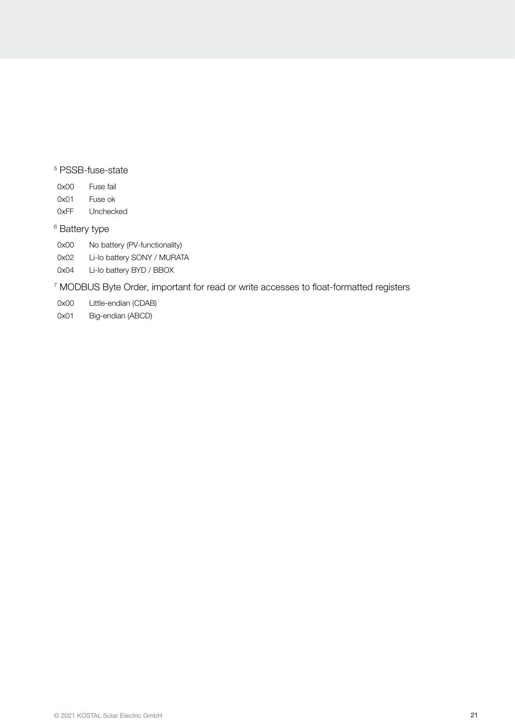[5] PSSB-fuse-state

| | |
|---|---|
| 0x00 | Fuse fail |
| 0x01 | Fuse ok |
| 0xFF | Unchecked |

[6] Battery type

| | |
|---|---|
| 0x00 | No battery (PV-functionality) |
| 0x02 | Li-Io battery SONY / MURATA |
| 0x04 | Li-Io battery BYD / BBOX |

[7] MODBUS Byte Order, important for read or write accesses to float-formatted registers

| | |
|---|---|
| 0x00 | Little-endian (CDAB) |
| 0x01 | Big-endian (ABCD) |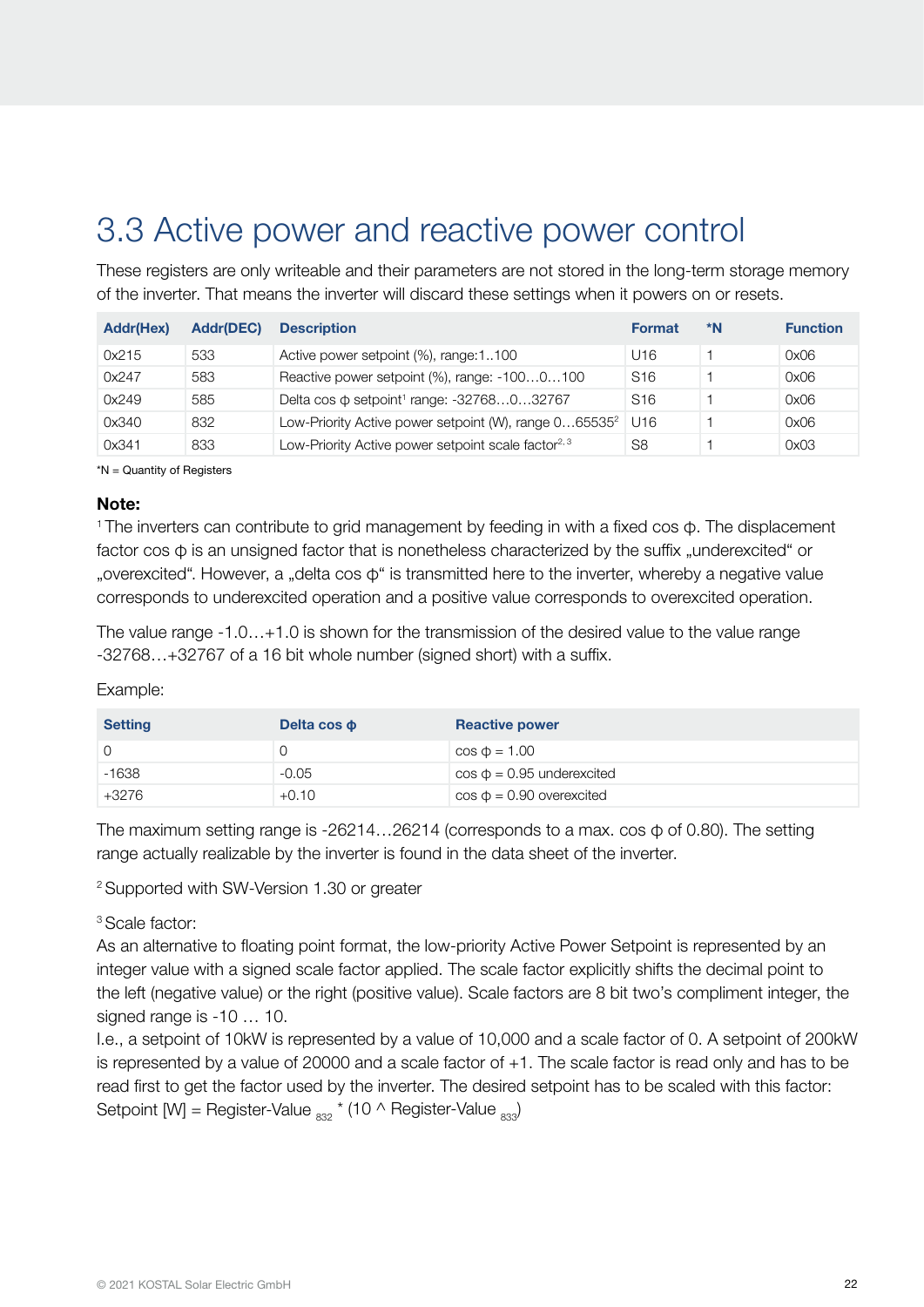# 3.3 Active power and reactive power control

These registers are only writeable and their parameters are not stored in the long-term storage memory of the inverter. That means the inverter will discard these settings when it powers on or resets.

| Addr(Hex) | Addr(DEC) | Description | Format | *N | Function |
|---|---|---|---|---|---|
| 0x215 | 533 | Active power setpoint (%), range:1..100 | U16 | 1 | 0x06 |
| 0x247 | 583 | Reactive power setpoint (%), range: -100…0…100 | S16 | 1 | 0x06 |
| 0x249 | 585 | Delta cos ϕ setpoint[1] range: -32768…0…32767 | S16 | 1 | 0x06 |
| 0x340 | 832 | Low-Priority Active power setpoint (W), range 0…65535[2] | U16 | 1 | 0x06 |
| 0x341 | 833 | Low-Priority Active power setpoint scale factor[2, 3] | S8 | 1 | 0x03 |

*N = Quantity of Registers

**Note:**

[1] The inverters can contribute to grid management by feeding in with a fixed cos ϕ. The displacement factor cos ϕ is an unsigned factor that is nonetheless characterized by the suffix „underexcited" or „overexcited". However, a „delta cos ϕ" is transmitted here to the inverter, whereby a negative value corresponds to underexcited operation and a positive value corresponds to overexcited operation.

The value range -1.0…+1.0 is shown for the transmission of the desired value to the value range -32768…+32767 of a 16 bit whole number (signed short) with a suffix.

Example:

| Setting | Delta cos ϕ | Reactive power |
|---|---|---|
| 0 | 0 | cos ϕ = 1.00 |
| -1638 | -0.05 | cos ϕ = 0.95 underexcited |
| +3276 | +0.10 | cos ϕ = 0.90 overexcited |

The maximum setting range is -26214…26214 (corresponds to a max. cos ϕ of 0.80). The setting range actually realizable by the inverter is found in the data sheet of the inverter.

[2] Supported with SW-Version 1.30 or greater

[3] Scale factor:
As an alternative to floating point format, the low-priority Active Power Setpoint is represented by an integer value with a signed scale factor applied. The scale factor explicitly shifts the decimal point to the left (negative value) or the right (positive value). Scale factors are 8 bit two's compliment integer, the signed range is -10 … 10.
I.e., a setpoint of 10kW is represented by a value of 10,000 and a scale factor of 0. A setpoint of 200kW is represented by a value of 20000 and a scale factor of +1. The scale factor is read only and has to be read first to get the factor used by the inverter. The desired setpoint has to be scaled with this factor:
Setpoint [W] = Register-Value $_{832}$ * (10 ^ Register-Value $_{833}$)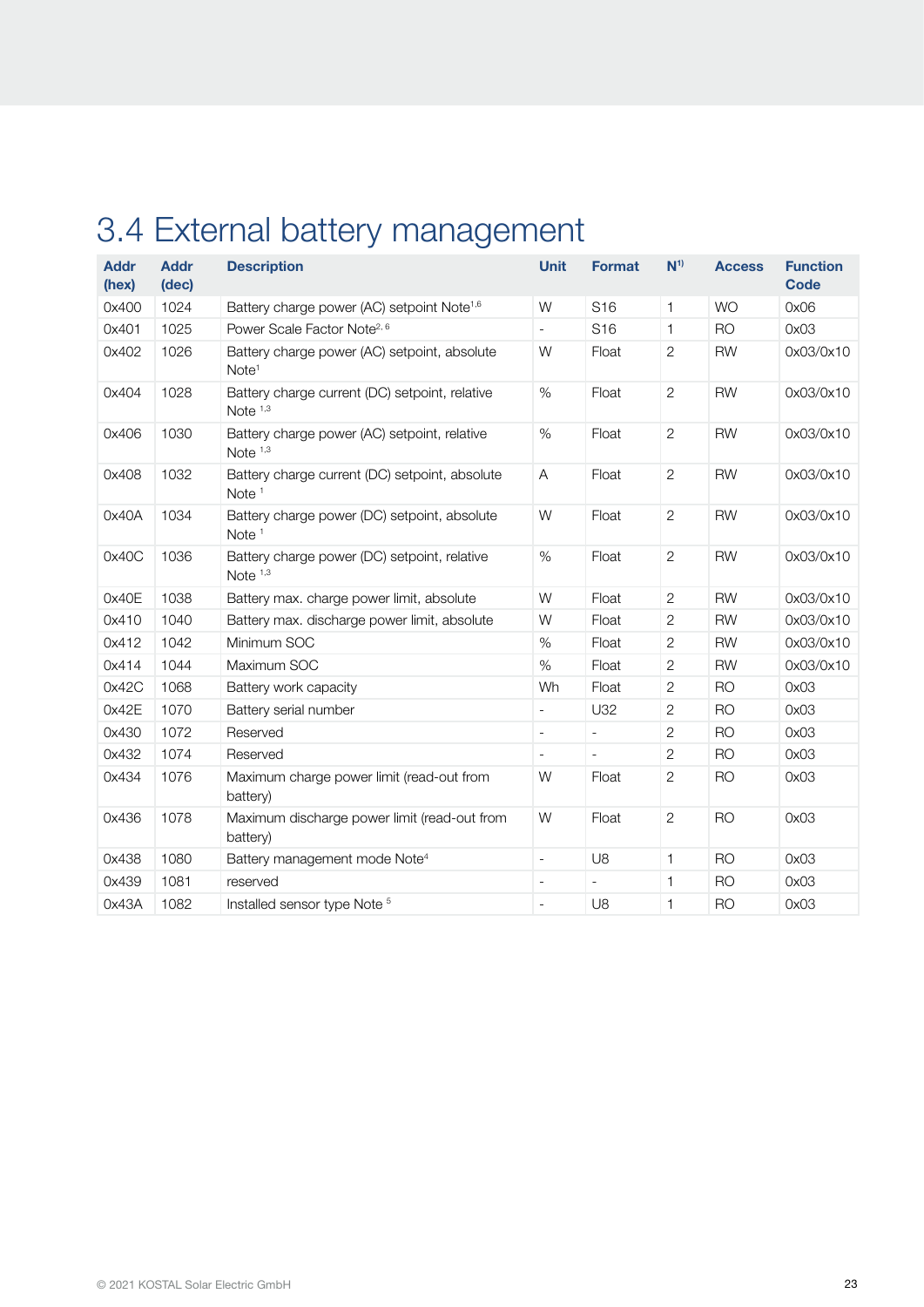# 3.4 External battery management

| Addr (hex) | Addr (dec) | Description | Unit | Format | N[1)] | Access | Function Code |
|---|---|---|---|---|---|---|---|
| 0x400 | 1024 | Battery charge power (AC) setpoint Note[1,6] | W | S16 | 1 | WO | 0x06 |
| 0x401 | 1025 | Power Scale Factor Note[2, 6] | - | S16 | 1 | RO | 0x03 |
| 0x402 | 1026 | Battery charge power (AC) setpoint, absolute Note[1] | W | Float | 2 | RW | 0x03/0x10 |
| 0x404 | 1028 | Battery charge current (DC) setpoint, relative Note [1,3] | % | Float | 2 | RW | 0x03/0x10 |
| 0x406 | 1030 | Battery charge power (AC) setpoint, relative Note [1,3] | % | Float | 2 | RW | 0x03/0x10 |
| 0x408 | 1032 | Battery charge current (DC) setpoint, absolute Note [1] | A | Float | 2 | RW | 0x03/0x10 |
| 0x40A | 1034 | Battery charge power (DC) setpoint, absolute Note [1] | W | Float | 2 | RW | 0x03/0x10 |
| 0x40C | 1036 | Battery charge power (DC) setpoint, relative Note [1,3] | % | Float | 2 | RW | 0x03/0x10 |
| 0x40E | 1038 | Battery max. charge power limit, absolute | W | Float | 2 | RW | 0x03/0x10 |
| 0x410 | 1040 | Battery max. discharge power limit, absolute | W | Float | 2 | RW | 0x03/0x10 |
| 0x412 | 1042 | Minimum SOC | % | Float | 2 | RW | 0x03/0x10 |
| 0x414 | 1044 | Maximum SOC | % | Float | 2 | RW | 0x03/0x10 |
| 0x42C | 1068 | Battery work capacity | Wh | Float | 2 | RO | 0x03 |
| 0x42E | 1070 | Battery serial number | - | U32 | 2 | RO | 0x03 |
| 0x430 | 1072 | Reserved | - | - | 2 | RO | 0x03 |
| 0x432 | 1074 | Reserved | - | - | 2 | RO | 0x03 |
| 0x434 | 1076 | Maximum charge power limit (read-out from battery) | W | Float | 2 | RO | 0x03 |
| 0x436 | 1078 | Maximum discharge power limit (read-out from battery) | W | Float | 2 | RO | 0x03 |
| 0x438 | 1080 | Battery management mode Note[4] | - | U8 | 1 | RO | 0x03 |
| 0x439 | 1081 | reserved | - | - | 1 | RO | 0x03 |
| 0x43A | 1082 | Installed sensor type Note [5] | - | U8 | 1 | RO | 0x03 |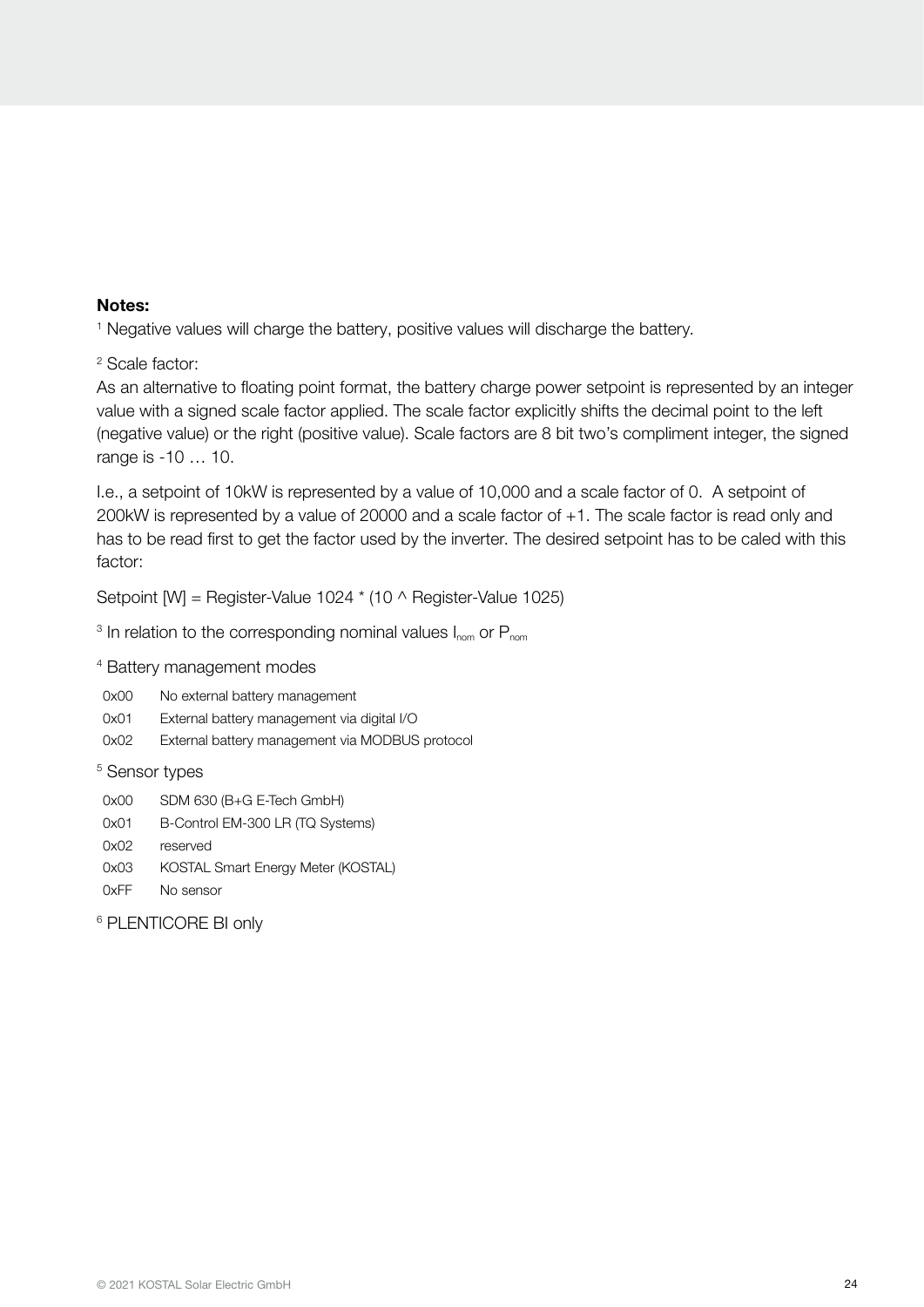**Notes:**

[1] Negative values will charge the battery, positive values will discharge the battery.

[2] Scale factor:

As an alternative to floating point format, the battery charge power setpoint is represented by an integer value with a signed scale factor applied. The scale factor explicitly shifts the decimal point to the left (negative value) or the right (positive value). Scale factors are 8 bit two's compliment integer, the signed range is -10 … 10.

I.e., a setpoint of 10kW is represented by a value of 10,000 and a scale factor of 0.  A setpoint of 200kW is represented by a value of 20000 and a scale factor of +1. The scale factor is read only and has to be read first to get the factor used by the inverter. The desired setpoint has to be caled with this factor:

Setpoint [W] = Register-Value 1024 * (10 ^ Register-Value 1025)

[3] In relation to the corresponding nominal values $I_{nom}$ or $P_{nom}$

[4] Battery management modes

| | |
|---|---|
| 0x00 | No external battery management |
| 0x01 | External battery management via digital I/O |
| 0x02 | External battery management via MODBUS protocol |

[5] Sensor types

| | |
|---|---|
| 0x00 | SDM 630 (B+G E-Tech GmbH) |
| 0x01 | B-Control EM-300 LR (TQ Systems) |
| 0x02 | reserved |
| 0x03 | KOSTAL Smart Energy Meter (KOSTAL) |
| 0xFF | No sensor |

[6] PLENTICORE BI only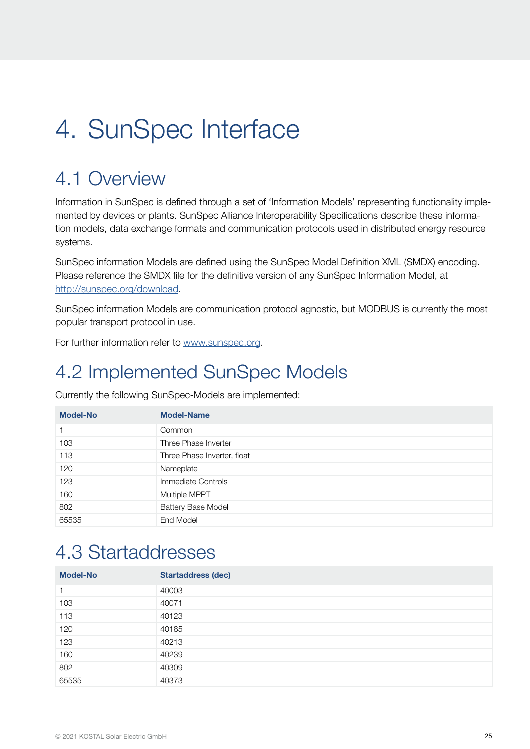# 4. SunSpec Interface

## 4.1 Overview

Information in SunSpec is defined through a set of 'Information Models' representing functionality implemented by devices or plants. SunSpec Alliance Interoperability Specifications describe these information models, data exchange formats and communication protocols used in distributed energy resource systems.

SunSpec information Models are defined using the SunSpec Model Definition XML (SMDX) encoding. Please reference the SMDX file for the definitive version of any SunSpec Information Model, at http://sunspec.org/download.

SunSpec information Models are communication protocol agnostic, but MODBUS is currently the most popular transport protocol in use.

For further information refer to www.sunspec.org.

## 4.2 Implemented SunSpec Models

Currently the following SunSpec-Models are implemented:

| Model-No | Model-Name |
| --- | --- |
| 1 | Common |
| 103 | Three Phase Inverter |
| 113 | Three Phase Inverter, float |
| 120 | Nameplate |
| 123 | Immediate Controls |
| 160 | Multiple MPPT |
| 802 | Battery Base Model |
| 65535 | End Model |

## 4.3 Startaddresses

| Model-No | Startaddress (dec) |
| --- | --- |
| 1 | 40003 |
| 103 | 40071 |
| 113 | 40123 |
| 120 | 40185 |
| 123 | 40213 |
| 160 | 40239 |
| 802 | 40309 |
| 65535 | 40373 |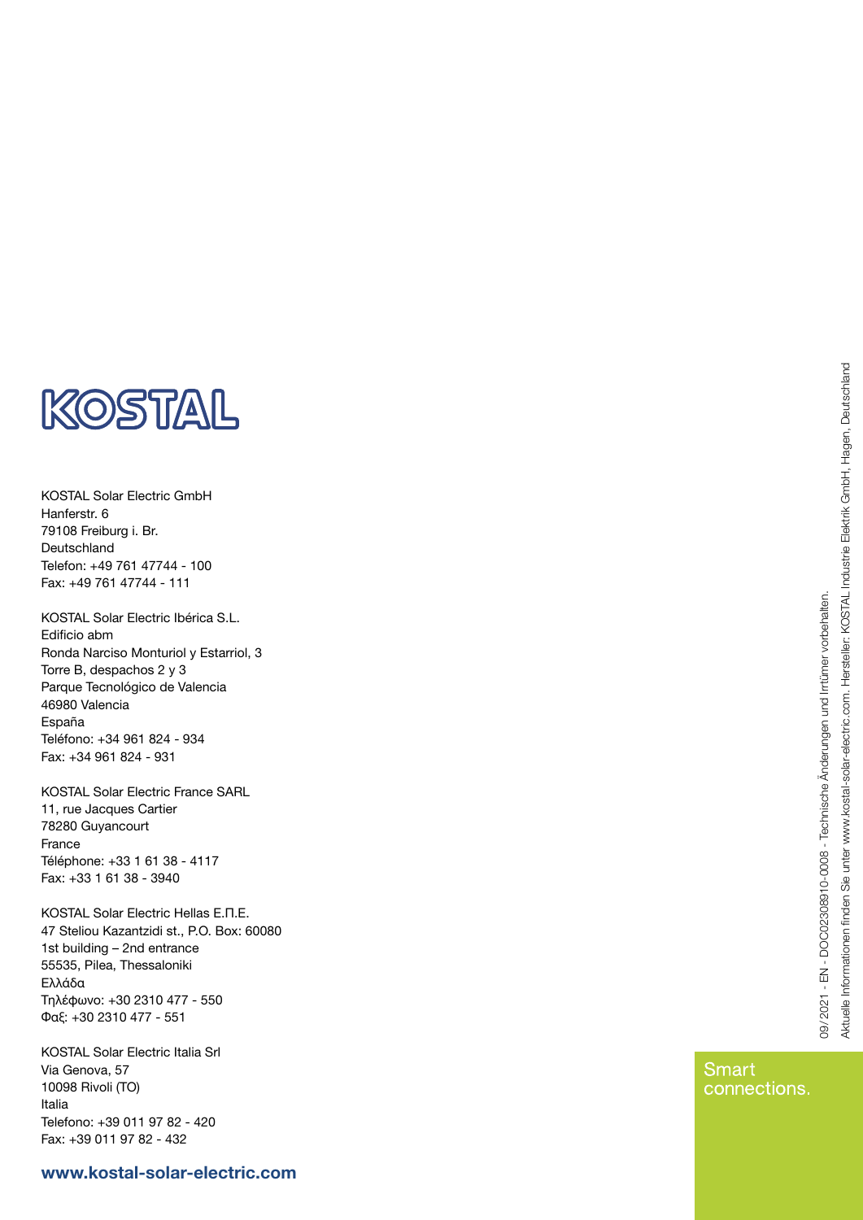KOSTAL

KOSTAL Solar Electric GmbH
Hanferstr. 6
79108 Freiburg i. Br.
Deutschland
Telefon: +49 761 47744 - 100
Fax: +49 761 47744 - 111

KOSTAL Solar Electric Ibérica S.L.
Edificio abm
Ronda Narciso Monturiol y Estarriol, 3
Torre B, despachos 2 y 3
Parque Tecnológico de Valencia
46980 Valencia
España
Teléfono: +34 961 824 - 934
Fax: +34 961 824 - 931

KOSTAL Solar Electric France SARL
11, rue Jacques Cartier
78280 Guyancourt
France
Téléphone: +33 1 61 38 - 4117
Fax: +33 1 61 38 - 3940

KOSTAL Solar Electric Hellas Ε.Π.Ε.
47 Steliou Kazantzidi st., P.O. Box: 60080
1st building – 2nd entrance
55535, Pilea, Thessaloniki
Ελλάδα
Τηλέφωνο: +30 2310 477 - 550
Φαξ: +30 2310 477 - 551

KOSTAL Solar Electric Italia Srl
Via Genova, 57
10098 Rivoli (TO)
Italia
Telefono: +39 011 97 82 - 420
Fax: +39 011 97 82 - 432

**www.kostal-solar-electric.com**

Smart
connections.

09/2021 - EN - DOC02308910-0008 - Technische Änderungen und Irrtümer vorbehalten.
Aktuelle Informationen finden Sie unter www.kostal-solar-electric.com. Hersteller: KOSTAL Industrie Elektrik GmbH, Hagen, Deutschland